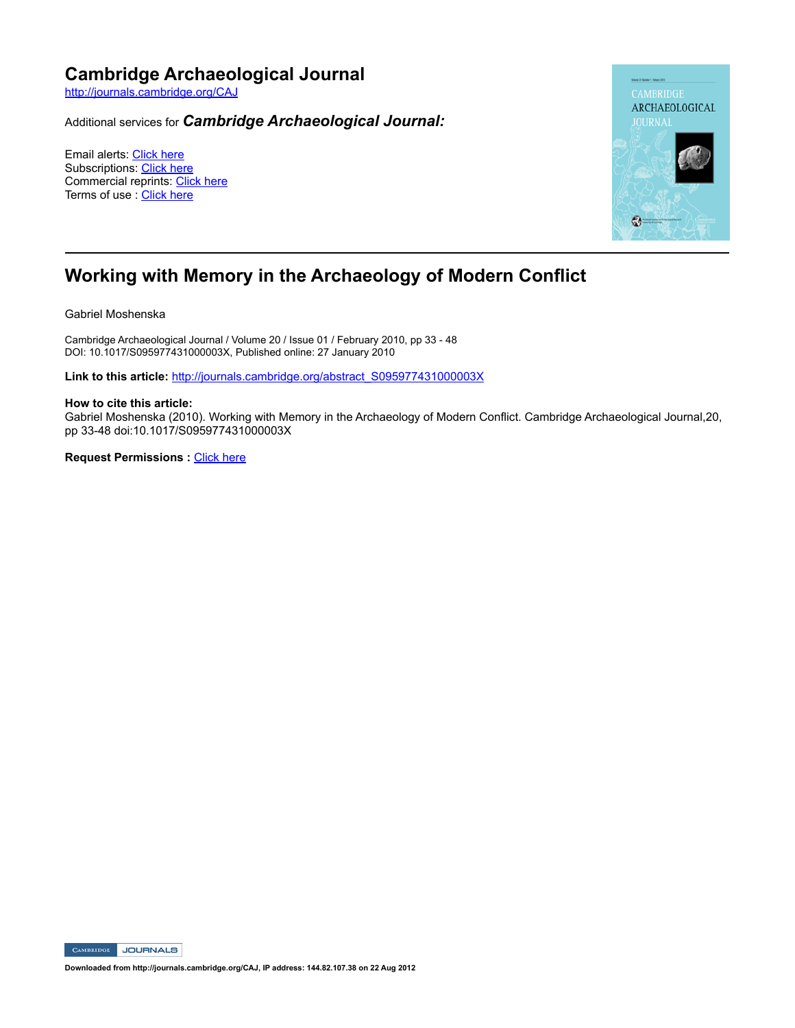# Cambridge Archaeological Journal

http://journals.cambridge.org/CAJ

Additional services for ***Cambridge Archaeological Journal:***

Email alerts: Click here
Subscriptions: Click here
Commercial reprints: Click here
Terms of use : Click here

## Working with Memory in the Archaeology of Modern Conflict

Gabriel Moshenska

Cambridge Archaeological Journal / Volume 20 / Issue 01 / February 2010, pp 33 - 48
DOI: 10.1017/S095977431000003X, Published online: 27 January 2010

**Link to this article:** http://journals.cambridge.org/abstract_S095977431000003X

**How to cite this article:**
Gabriel Moshenska (2010). Working with Memory in the Archaeology of Modern Conflict. Cambridge Archaeological Journal,20, pp 33-48 doi:10.1017/S095977431000003X

**Request Permissions :** Click here

**Downloaded from http://journals.cambridge.org/CAJ, IP address: 144.82.107.38 on 22 Aug 2012**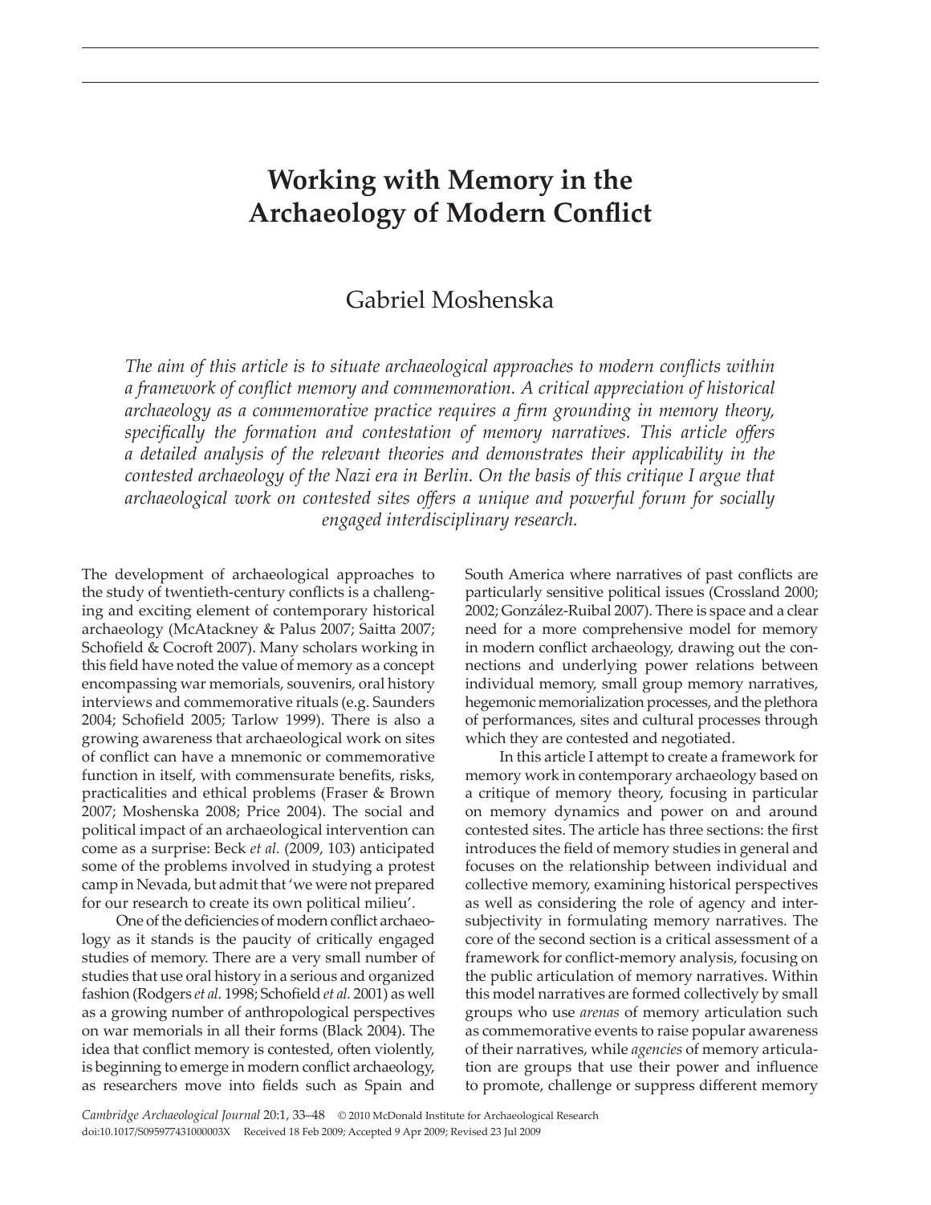# Working with Memory in the Archaeology of Modern Conflict

Gabriel Moshenska

*The aim of this article is to situate archaeological approaches to modern conflicts within a framework of conflict memory and commemoration. A critical appreciation of historical archaeology as a commemorative practice requires a firm grounding in memory theory, specifically the formation and contestation of memory narratives. This article offers a detailed analysis of the relevant theories and demonstrates their applicability in the contested archaeology of the Nazi era in Berlin. On the basis of this critique I argue that archaeological work on contested sites offers a unique and powerful forum for socially engaged interdisciplinary research.*

The development of archaeological approaches to the study of twentieth-century conflicts is a challenging and exciting element of contemporary historical archaeology (McAtackney & Palus 2007; Saitta 2007; Schofield & Cocroft 2007). Many scholars working in this field have noted the value of memory as a concept encompassing war memorials, souvenirs, oral history interviews and commemorative rituals (e.g. Saunders 2004; Schofield 2005; Tarlow 1999). There is also a growing awareness that archaeological work on sites of conflict can have a mnemonic or commemorative function in itself, with commensurate benefits, risks, practicalities and ethical problems (Fraser & Brown 2007; Moshenska 2008; Price 2004). The social and political impact of an archaeological intervention can come as a surprise: Beck *et al.* (2009, 103) anticipated some of the problems involved in studying a protest camp in Nevada, but admit that 'we were not prepared for our research to create its own political milieu'.

One of the deficiencies of modern conflict archaeology as it stands is the paucity of critically engaged studies of memory. There are a very small number of studies that use oral history in a serious and organized fashion (Rodgers *et al.* 1998; Schofield *et al.* 2001) as well as a growing number of anthropological perspectives on war memorials in all their forms (Black 2004). The idea that conflict memory is contested, often violently, is beginning to emerge in modern conflict archaeology, as researchers move into fields such as Spain and South America where narratives of past conflicts are particularly sensitive political issues (Crossland 2000; 2002; González-Ruibal 2007). There is space and a clear need for a more comprehensive model for memory in modern conflict archaeology, drawing out the connections and underlying power relations between individual memory, small group memory narratives, hegemonic memorialization processes, and the plethora of performances, sites and cultural processes through which they are contested and negotiated.

In this article I attempt to create a framework for memory work in contemporary archaeology based on a critique of memory theory, focusing in particular on memory dynamics and power on and around contested sites. The article has three sections: the first introduces the field of memory studies in general and focuses on the relationship between individual and collective memory, examining historical perspectives as well as considering the role of agency and intersubjectivity in formulating memory narratives. The core of the second section is a critical assessment of a framework for conflict-memory analysis, focusing on the public articulation of memory narratives. Within this model narratives are formed collectively by small groups who use *arenas* of memory articulation such as commemorative events to raise popular awareness of their narratives, while *agencies* of memory articulation are groups that use their power and influence to promote, challenge or suppress different memory

*Cambridge Archaeological Journal* 20:1, 33–48 © 2010 McDonald Institute for Archaeological Research
doi:10.1017/S095977431000003X Received 18 Feb 2009; Accepted 9 Apr 2009; Revised 23 Jul 2009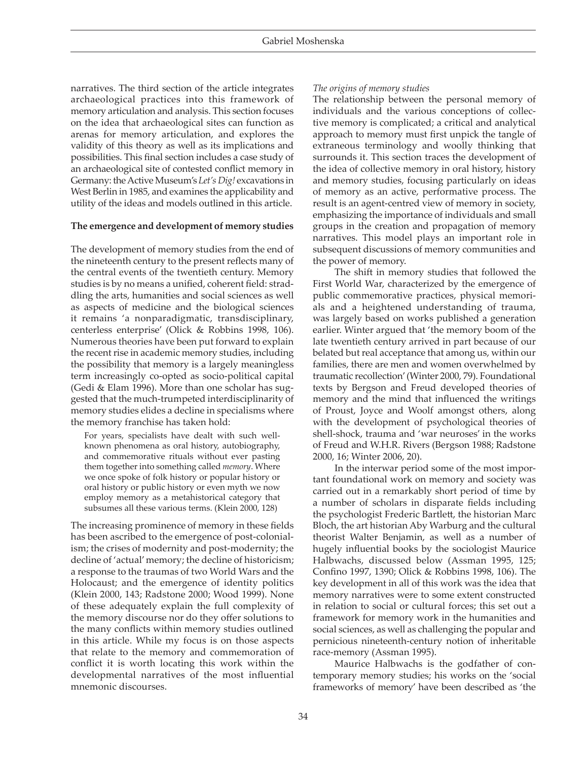narratives. The third section of the article integrates archaeological practices into this framework of memory articulation and analysis. This section focuses on the idea that archaeological sites can function as arenas for memory articulation, and explores the validity of this theory as well as its implications and possibilities. This final section includes a case study of an archaeological site of contested conflict memory in Germany: the Active Museum's *Let's Dig!* excavations in West Berlin in 1985, and examines the applicability and utility of the ideas and models outlined in this article.

## The emergence and development of memory studies

The development of memory studies from the end of the nineteenth century to the present reflects many of the central events of the twentieth century. Memory studies is by no means a unified, coherent field: straddling the arts, humanities and social sciences as well as aspects of medicine and the biological sciences it remains 'a nonparadigmatic, transdisciplinary, centerless enterprise' (Olick & Robbins 1998, 106). Numerous theories have been put forward to explain the recent rise in academic memory studies, including the possibility that memory is a largely meaningless term increasingly co-opted as socio-political capital (Gedi & Elam 1996). More than one scholar has suggested that the much-trumpeted interdisciplinarity of memory studies elides a decline in specialisms where the memory franchise has taken hold:

> For years, specialists have dealt with such well-known phenomena as oral history, autobiography, and commemorative rituals without ever pasting them together into something called *memory*. Where we once spoke of folk history or popular history or oral history or public history or even myth we now employ memory as a metahistorical category that subsumes all these various terms. (Klein 2000, 128)

The increasing prominence of memory in these fields has been ascribed to the emergence of post-colonialism; the crises of modernity and post-modernity; the decline of 'actual' memory; the decline of historicism; a response to the traumas of two World Wars and the Holocaust; and the emergence of identity politics (Klein 2000, 143; Radstone 2000; Wood 1999). None of these adequately explain the full complexity of the memory discourse nor do they offer solutions to the many conflicts within memory studies outlined in this article. While my focus is on those aspects that relate to the memory and commemoration of conflict it is worth locating this work within the developmental narratives of the most influential mnemonic discourses.

### *The origins of memory studies*

The relationship between the personal memory of individuals and the various conceptions of collective memory is complicated; a critical and analytical approach to memory must first unpick the tangle of extraneous terminology and woolly thinking that surrounds it. This section traces the development of the idea of collective memory in oral history, history and memory studies, focusing particularly on ideas of memory as an active, performative process. The result is an agent-centred view of memory in society, emphasizing the importance of individuals and small groups in the creation and propagation of memory narratives. This model plays an important role in subsequent discussions of memory communities and the power of memory.

The shift in memory studies that followed the First World War, characterized by the emergence of public commemorative practices, physical memorials and a heightened understanding of trauma, was largely based on works published a generation earlier. Winter argued that 'the memory boom of the late twentieth century arrived in part because of our belated but real acceptance that among us, within our families, there are men and women overwhelmed by traumatic recollection' (Winter 2000, 79). Foundational texts by Bergson and Freud developed theories of memory and the mind that influenced the writings of Proust, Joyce and Woolf amongst others, along with the development of psychological theories of shell-shock, trauma and 'war neuroses' in the works of Freud and W.H.R. Rivers (Bergson 1988; Radstone 2000, 16; Winter 2006, 20).

In the interwar period some of the most important foundational work on memory and society was carried out in a remarkably short period of time by a number of scholars in disparate fields including the psychologist Frederic Bartlett, the historian Marc Bloch, the art historian Aby Warburg and the cultural theorist Walter Benjamin, as well as a number of hugely influential books by the sociologist Maurice Halbwachs, discussed below (Assman 1995, 125; Confino 1997, 1390; Olick & Robbins 1998, 106). The key development in all of this work was the idea that memory narratives were to some extent constructed in relation to social or cultural forces; this set out a framework for memory work in the humanities and social sciences, as well as challenging the popular and pernicious nineteenth-century notion of inheritable race-memory (Assman 1995).

Maurice Halbwachs is the godfather of contemporary memory studies; his works on the 'social frameworks of memory' have been described as 'the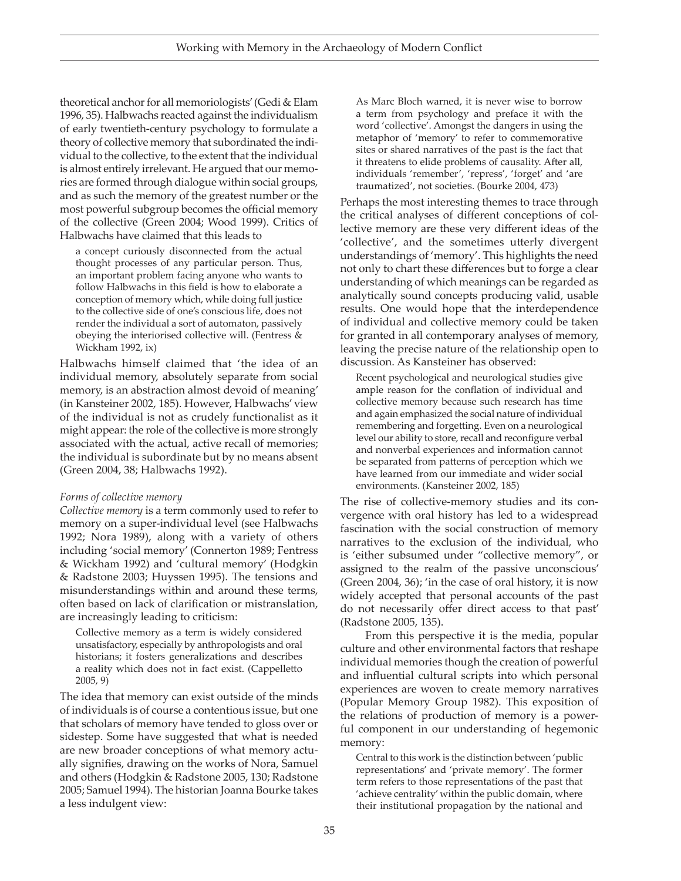theoretical anchor for all memoriologists' (Gedi & Elam 1996, 35). Halbwachs reacted against the individualism of early twentieth-century psychology to formulate a theory of collective memory that subordinated the individual to the collective, to the extent that the individual is almost entirely irrelevant. He argued that our memories are formed through dialogue within social groups, and as such the memory of the greatest number or the most powerful subgroup becomes the official memory of the collective (Green 2004; Wood 1999). Critics of Halbwachs have claimed that this leads to

> a concept curiously disconnected from the actual thought processes of any particular person. Thus, an important problem facing anyone who wants to follow Halbwachs in this field is how to elaborate a conception of memory which, while doing full justice to the collective side of one's conscious life, does not render the individual a sort of automaton, passively obeying the interiorised collective will. (Fentress & Wickham 1992, ix)

Halbwachs himself claimed that 'the idea of an individual memory, absolutely separate from social memory, is an abstraction almost devoid of meaning' (in Kansteiner 2002, 185). However, Halbwachs' view of the individual is not as crudely functionalist as it might appear: the role of the collective is more strongly associated with the actual, active recall of memories; the individual is subordinate but by no means absent (Green 2004, 38; Halbwachs 1992).

*Forms of collective memory*

*Collective memory* is a term commonly used to refer to memory on a super-individual level (see Halbwachs 1992; Nora 1989), along with a variety of others including 'social memory' (Connerton 1989; Fentress & Wickham 1992) and 'cultural memory' (Hodgkin & Radstone 2003; Huyssen 1995). The tensions and misunderstandings within and around these terms, often based on lack of clarification or mistranslation, are increasingly leading to criticism:

> Collective memory as a term is widely considered unsatisfactory, especially by anthropologists and oral historians; it fosters generalizations and describes a reality which does not in fact exist. (Cappelletto 2005, 9)

The idea that memory can exist outside of the minds of individuals is of course a contentious issue, but one that scholars of memory have tended to gloss over or sidestep. Some have suggested that what is needed are new broader conceptions of what memory actually signifies, drawing on the works of Nora, Samuel and others (Hodgkin & Radstone 2005, 130; Radstone 2005; Samuel 1994). The historian Joanna Bourke takes a less indulgent view:

> As Marc Bloch warned, it is never wise to borrow a term from psychology and preface it with the word 'collective'. Amongst the dangers in using the metaphor of 'memory' to refer to commemorative sites or shared narratives of the past is the fact that it threatens to elide problems of causality. After all, individuals 'remember', 'repress', 'forget' and 'are traumatized', not societies. (Bourke 2004, 473)

Perhaps the most interesting themes to trace through the critical analyses of different conceptions of collective memory are these very different ideas of the 'collective', and the sometimes utterly divergent understandings of 'memory'. This highlights the need not only to chart these differences but to forge a clear understanding of which meanings can be regarded as analytically sound concepts producing valid, usable results. One would hope that the interdependence of individual and collective memory could be taken for granted in all contemporary analyses of memory, leaving the precise nature of the relationship open to discussion. As Kansteiner has observed:

> Recent psychological and neurological studies give ample reason for the conflation of individual and collective memory because such research has time and again emphasized the social nature of individual remembering and forgetting. Even on a neurological level our ability to store, recall and reconfigure verbal and nonverbal experiences and information cannot be separated from patterns of perception which we have learned from our immediate and wider social environments. (Kansteiner 2002, 185)

The rise of collective-memory studies and its convergence with oral history has led to a widespread fascination with the social construction of memory narratives to the exclusion of the individual, who is 'either subsumed under "collective memory", or assigned to the realm of the passive unconscious' (Green 2004, 36); 'in the case of oral history, it is now widely accepted that personal accounts of the past do not necessarily offer direct access to that past' (Radstone 2005, 135).

From this perspective it is the media, popular culture and other environmental factors that reshape individual memories though the creation of powerful and influential cultural scripts into which personal experiences are woven to create memory narratives (Popular Memory Group 1982). This exposition of the relations of production of memory is a powerful component in our understanding of hegemonic memory:

> Central to this work is the distinction between 'public representations' and 'private memory'. The former term refers to those representations of the past that 'achieve centrality' within the public domain, where their institutional propagation by the national and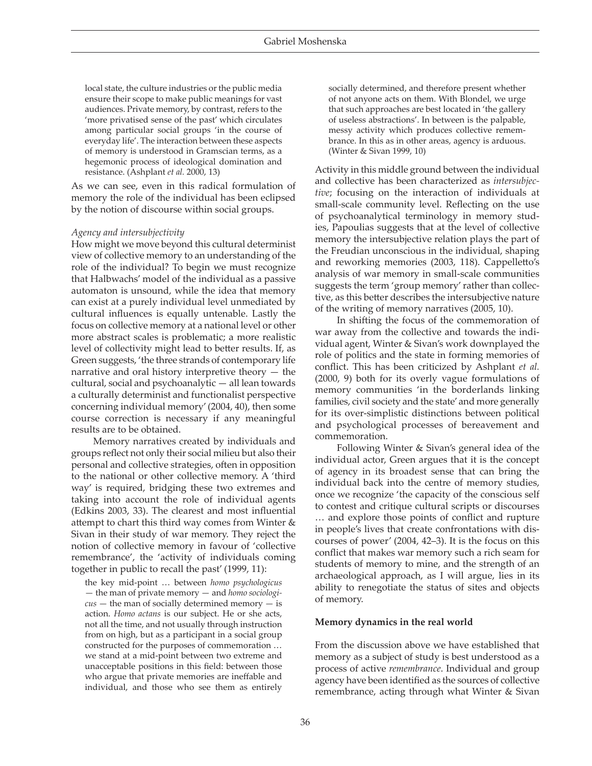local state, the culture industries or the public media ensure their scope to make public meanings for vast audiences. Private memory, by contrast, refers to the 'more privatised sense of the past' which circulates among particular social groups 'in the course of everyday life'. The interaction between these aspects of memory is understood in Gramscian terms, as a hegemonic process of ideological domination and resistance. (Ashplant *et al.* 2000, 13)

As we can see, even in this radical formulation of memory the role of the individual has been eclipsed by the notion of discourse within social groups.

*Agency and intersubjectivity*

How might we move beyond this cultural determinist view of collective memory to an understanding of the role of the individual? To begin we must recognize that Halbwachs' model of the individual as a passive automaton is unsound, while the idea that memory can exist at a purely individual level unmediated by cultural influences is equally untenable. Lastly the focus on collective memory at a national level or other more abstract scales is problematic; a more realistic level of collectivity might lead to better results. If, as Green suggests, 'the three strands of contemporary life narrative and oral history interpretive theory — the cultural, social and psychoanalytic — all lean towards a culturally determinist and functionalist perspective concerning individual memory' (2004, 40), then some course correction is necessary if any meaningful results are to be obtained.

Memory narratives created by individuals and groups reflect not only their social milieu but also their personal and collective strategies, often in opposition to the national or other collective memory. A 'third way' is required, bridging these two extremes and taking into account the role of individual agents (Edkins 2003, 33). The clearest and most influential attempt to chart this third way comes from Winter & Sivan in their study of war memory. They reject the notion of collective memory in favour of 'collective remembrance', the 'activity of individuals coming together in public to recall the past' (1999, 11):

> the key mid-point … between *homo psychologicus* — the man of private memory — and *homo sociologicus* — the man of socially determined memory — is action. *Homo actans* is our subject. He or she acts, not all the time, and not usually through instruction from on high, but as a participant in a social group constructed for the purposes of commemoration … we stand at a mid-point between two extreme and unacceptable positions in this field: between those who argue that private memories are ineffable and individual, and those who see them as entirely socially determined, and therefore present whether of not anyone acts on them. With Blondel, we urge that such approaches are best located in 'the gallery of useless abstractions'. In between is the palpable, messy activity which produces collective remembrance. In this as in other areas, agency is arduous. (Winter & Sivan 1999, 10)

Activity in this middle ground between the individual and collective has been characterized as *intersubjective*; focusing on the interaction of individuals at small-scale community level. Reflecting on the use of psychoanalytical terminology in memory studies, Papoulias suggests that at the level of collective memory the intersubjective relation plays the part of the Freudian unconscious in the individual, shaping and reworking memories (2003, 118). Cappelletto's analysis of war memory in small-scale communities suggests the term 'group memory' rather than collective, as this better describes the intersubjective nature of the writing of memory narratives (2005, 10).

In shifting the focus of the commemoration of war away from the collective and towards the individual agent, Winter & Sivan's work downplayed the role of politics and the state in forming memories of conflict. This has been criticized by Ashplant *et al.* (2000, 9) both for its overly vague formulations of memory communities 'in the borderlands linking families, civil society and the state' and more generally for its over-simplistic distinctions between political and psychological processes of bereavement and commemoration.

Following Winter & Sivan's general idea of the individual actor, Green argues that it is the concept of agency in its broadest sense that can bring the individual back into the centre of memory studies, once we recognize 'the capacity of the conscious self to contest and critique cultural scripts or discourses … and explore those points of conflict and rupture in people's lives that create confrontations with discourses of power' (2004, 42–3). It is the focus on this conflict that makes war memory such a rich seam for students of memory to mine, and the strength of an archaeological approach, as I will argue, lies in its ability to renegotiate the status of sites and objects of memory.

## Memory dynamics in the real world

From the discussion above we have established that memory as a subject of study is best understood as a process of active *remembrance*. Individual and group agency have been identified as the sources of collective remembrance, acting through what Winter & Sivan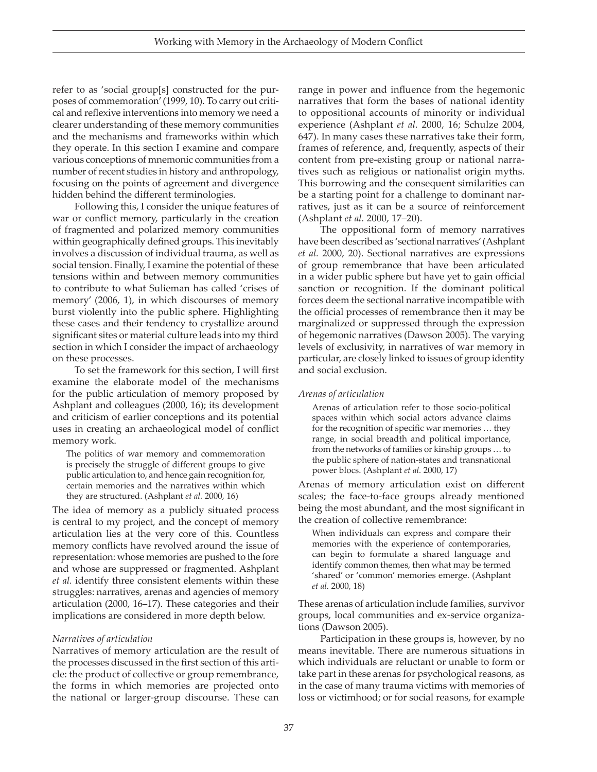refer to as 'social group[s] constructed for the purposes of commemoration' (1999, 10). To carry out critical and reflexive interventions into memory we need a clearer understanding of these memory communities and the mechanisms and frameworks within which they operate. In this section I examine and compare various conceptions of mnemonic communities from a number of recent studies in history and anthropology, focusing on the points of agreement and divergence hidden behind the different terminologies.

Following this, I consider the unique features of war or conflict memory, particularly in the creation of fragmented and polarized memory communities within geographically defined groups. This inevitably involves a discussion of individual trauma, as well as social tension. Finally, I examine the potential of these tensions within and between memory communities to contribute to what Sulieman has called 'crises of memory' (2006, 1), in which discourses of memory burst violently into the public sphere. Highlighting these cases and their tendency to crystallize around significant sites or material culture leads into my third section in which I consider the impact of archaeology on these processes.

To set the framework for this section, I will first examine the elaborate model of the mechanisms for the public articulation of memory proposed by Ashplant and colleagues (2000, 16); its development and criticism of earlier conceptions and its potential uses in creating an archaeological model of conflict memory work.

> The politics of war memory and commemoration is precisely the struggle of different groups to give public articulation to, and hence gain recognition for, certain memories and the narratives within which they are structured. (Ashplant *et al.* 2000, 16)

The idea of memory as a publicly situated process is central to my project, and the concept of memory articulation lies at the very core of this. Countless memory conflicts have revolved around the issue of representation: whose memories are pushed to the fore and whose are suppressed or fragmented. Ashplant *et al.* identify three consistent elements within these struggles: narratives, arenas and agencies of memory articulation (2000, 16–17). These categories and their implications are considered in more depth below.

*Narratives of articulation*

Narratives of memory articulation are the result of the processes discussed in the first section of this article: the product of collective or group remembrance, the forms in which memories are projected onto the national or larger-group discourse. These can range in power and influence from the hegemonic narratives that form the bases of national identity to oppositional accounts of minority or individual experience (Ashplant *et al.* 2000, 16; Schulze 2004, 647). In many cases these narratives take their form, frames of reference, and, frequently, aspects of their content from pre-existing group or national narratives such as religious or nationalist origin myths. This borrowing and the consequent similarities can be a starting point for a challenge to dominant narratives, just as it can be a source of reinforcement (Ashplant *et al.* 2000, 17–20).

The oppositional form of memory narratives have been described as 'sectional narratives' (Ashplant *et al.* 2000, 20). Sectional narratives are expressions of group remembrance that have been articulated in a wider public sphere but have yet to gain official sanction or recognition. If the dominant political forces deem the sectional narrative incompatible with the official processes of remembrance then it may be marginalized or suppressed through the expression of hegemonic narratives (Dawson 2005). The varying levels of exclusivity, in narratives of war memory in particular, are closely linked to issues of group identity and social exclusion.

*Arenas of articulation*

> Arenas of articulation refer to those socio-political spaces within which social actors advance claims for the recognition of specific war memories … they range, in social breadth and political importance, from the networks of families or kinship groups … to the public sphere of nation-states and transnational power blocs. (Ashplant *et al.* 2000, 17)

Arenas of memory articulation exist on different scales; the face-to-face groups already mentioned being the most abundant, and the most significant in the creation of collective remembrance:

> When individuals can express and compare their memories with the experience of contemporaries, can begin to formulate a shared language and identify common themes, then what may be termed 'shared' or 'common' memories emerge. (Ashplant *et al.* 2000, 18)

These arenas of articulation include families, survivor groups, local communities and ex-service organizations (Dawson 2005).

Participation in these groups is, however, by no means inevitable. There are numerous situations in which individuals are reluctant or unable to form or take part in these arenas for psychological reasons, as in the case of many trauma victims with memories of loss or victimhood; or for social reasons, for example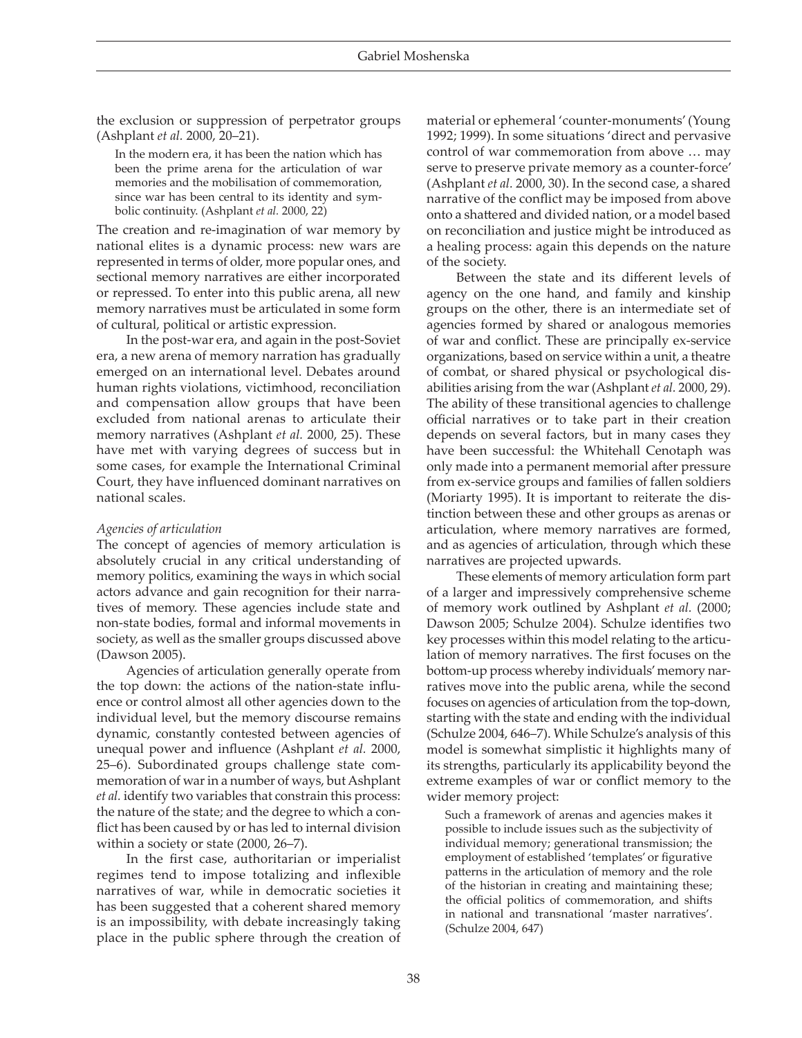the exclusion or suppression of perpetrator groups (Ashplant *et al.* 2000, 20–21).

> In the modern era, it has been the nation which has been the prime arena for the articulation of war memories and the mobilisation of commemoration, since war has been central to its identity and symbolic continuity. (Ashplant *et al.* 2000, 22)

The creation and re-imagination of war memory by national elites is a dynamic process: new wars are represented in terms of older, more popular ones, and sectional memory narratives are either incorporated or repressed. To enter into this public arena, all new memory narratives must be articulated in some form of cultural, political or artistic expression.

In the post-war era, and again in the post-Soviet era, a new arena of memory narration has gradually emerged on an international level. Debates around human rights violations, victimhood, reconciliation and compensation allow groups that have been excluded from national arenas to articulate their memory narratives (Ashplant *et al.* 2000, 25). These have met with varying degrees of success but in some cases, for example the International Criminal Court, they have influenced dominant narratives on national scales.

*Agencies of articulation*

The concept of agencies of memory articulation is absolutely crucial in any critical understanding of memory politics, examining the ways in which social actors advance and gain recognition for their narratives of memory. These agencies include state and non-state bodies, formal and informal movements in society, as well as the smaller groups discussed above (Dawson 2005).

Agencies of articulation generally operate from the top down: the actions of the nation-state influence or control almost all other agencies down to the individual level, but the memory discourse remains dynamic, constantly contested between agencies of unequal power and influence (Ashplant *et al.* 2000, 25–6). Subordinated groups challenge state commemoration of war in a number of ways, but Ashplant *et al.* identify two variables that constrain this process: the nature of the state; and the degree to which a conflict has been caused by or has led to internal division within a society or state (2000, 26–7).

In the first case, authoritarian or imperialist regimes tend to impose totalizing and inflexible narratives of war, while in democratic societies it has been suggested that a coherent shared memory is an impossibility, with debate increasingly taking place in the public sphere through the creation of material or ephemeral 'counter-monuments' (Young 1992; 1999). In some situations 'direct and pervasive control of war commemoration from above … may serve to preserve private memory as a counter-force' (Ashplant *et al.* 2000, 30). In the second case, a shared narrative of the conflict may be imposed from above onto a shattered and divided nation, or a model based on reconciliation and justice might be introduced as a healing process: again this depends on the nature of the society.

Between the state and its different levels of agency on the one hand, and family and kinship groups on the other, there is an intermediate set of agencies formed by shared or analogous memories of war and conflict. These are principally ex-service organizations, based on service within a unit, a theatre of combat, or shared physical or psychological disabilities arising from the war (Ashplant *et al.* 2000, 29). The ability of these transitional agencies to challenge official narratives or to take part in their creation depends on several factors, but in many cases they have been successful: the Whitehall Cenotaph was only made into a permanent memorial after pressure from ex-service groups and families of fallen soldiers (Moriarty 1995). It is important to reiterate the distinction between these and other groups as arenas or articulation, where memory narratives are formed, and as agencies of articulation, through which these narratives are projected upwards.

These elements of memory articulation form part of a larger and impressively comprehensive scheme of memory work outlined by Ashplant *et al.* (2000; Dawson 2005; Schulze 2004). Schulze identifies two key processes within this model relating to the articulation of memory narratives. The first focuses on the bottom-up process whereby individuals' memory narratives move into the public arena, while the second focuses on agencies of articulation from the top-down, starting with the state and ending with the individual (Schulze 2004, 646–7). While Schulze's analysis of this model is somewhat simplistic it highlights many of its strengths, particularly its applicability beyond the extreme examples of war or conflict memory to the wider memory project:

> Such a framework of arenas and agencies makes it possible to include issues such as the subjectivity of individual memory; generational transmission; the employment of established 'templates' or figurative patterns in the articulation of memory and the role of the historian in creating and maintaining these; the official politics of commemoration, and shifts in national and transnational 'master narratives'. (Schulze 2004, 647)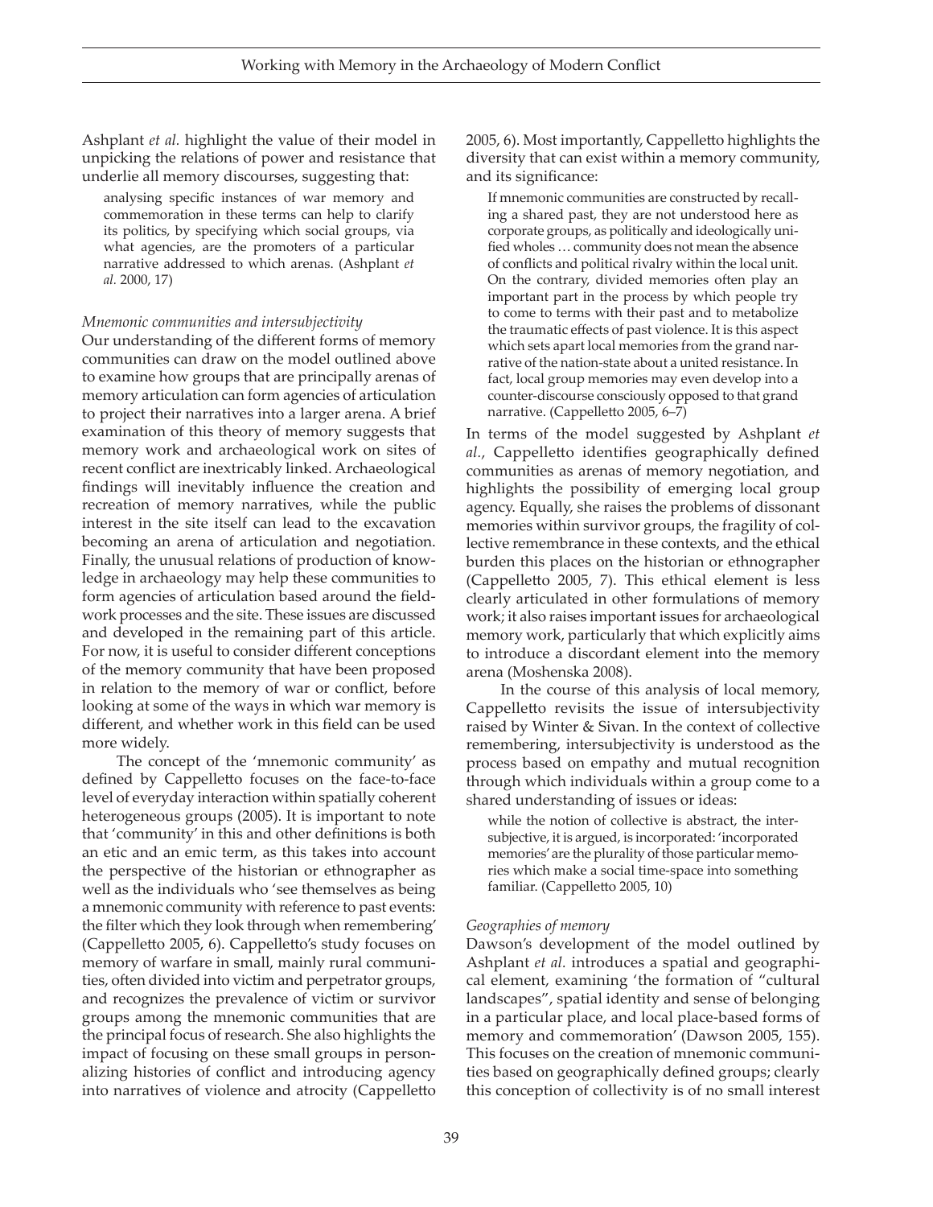Ashplant *et al.* highlight the value of their model in unpicking the relations of power and resistance that underlie all memory discourses, suggesting that:

> analysing specific instances of war memory and commemoration in these terms can help to clarify its politics, by specifying which social groups, via what agencies, are the promoters of a particular narrative addressed to which arenas. (Ashplant *et al.* 2000, 17)

*Mnemonic communities and intersubjectivity*

Our understanding of the different forms of memory communities can draw on the model outlined above to examine how groups that are principally arenas of memory articulation can form agencies of articulation to project their narratives into a larger arena. A brief examination of this theory of memory suggests that memory work and archaeological work on sites of recent conflict are inextricably linked. Archaeological findings will inevitably influence the creation and recreation of memory narratives, while the public interest in the site itself can lead to the excavation becoming an arena of articulation and negotiation. Finally, the unusual relations of production of knowledge in archaeology may help these communities to form agencies of articulation based around the fieldwork processes and the site. These issues are discussed and developed in the remaining part of this article. For now, it is useful to consider different conceptions of the memory community that have been proposed in relation to the memory of war or conflict, before looking at some of the ways in which war memory is different, and whether work in this field can be used more widely.

The concept of the 'mnemonic community' as defined by Cappelletto focuses on the face-to-face level of everyday interaction within spatially coherent heterogeneous groups (2005). It is important to note that 'community' in this and other definitions is both an etic and an emic term, as this takes into account the perspective of the historian or ethnographer as well as the individuals who 'see themselves as being a mnemonic community with reference to past events: the filter which they look through when remembering' (Cappelletto 2005, 6). Cappelletto's study focuses on memory of warfare in small, mainly rural communities, often divided into victim and perpetrator groups, and recognizes the prevalence of victim or survivor groups among the mnemonic communities that are the principal focus of research. She also highlights the impact of focusing on these small groups in personalizing histories of conflict and introducing agency into narratives of violence and atrocity (Cappelletto 2005, 6). Most importantly, Cappelletto highlights the diversity that can exist within a memory community, and its significance:

> If mnemonic communities are constructed by recalling a shared past, they are not understood here as corporate groups, as politically and ideologically unified wholes … community does not mean the absence of conflicts and political rivalry within the local unit. On the contrary, divided memories often play an important part in the process by which people try to come to terms with their past and to metabolize the traumatic effects of past violence. It is this aspect which sets apart local memories from the grand narrative of the nation-state about a united resistance. In fact, local group memories may even develop into a counter-discourse consciously opposed to that grand narrative. (Cappelletto 2005, 6–7)

In terms of the model suggested by Ashplant *et al.*, Cappelletto identifies geographically defined communities as arenas of memory negotiation, and highlights the possibility of emerging local group agency. Equally, she raises the problems of dissonant memories within survivor groups, the fragility of collective remembrance in these contexts, and the ethical burden this places on the historian or ethnographer (Cappelletto 2005, 7). This ethical element is less clearly articulated in other formulations of memory work; it also raises important issues for archaeological memory work, particularly that which explicitly aims to introduce a discordant element into the memory arena (Moshenska 2008).

In the course of this analysis of local memory, Cappelletto revisits the issue of intersubjectivity raised by Winter & Sivan. In the context of collective remembering, intersubjectivity is understood as the process based on empathy and mutual recognition through which individuals within a group come to a shared understanding of issues or ideas:

> while the notion of collective is abstract, the intersubjective, it is argued, is incorporated: 'incorporated memories' are the plurality of those particular memories which make a social time-space into something familiar. (Cappelletto 2005, 10)

*Geographies of memory*

Dawson's development of the model outlined by Ashplant *et al.* introduces a spatial and geographical element, examining 'the formation of "cultural landscapes", spatial identity and sense of belonging in a particular place, and local place-based forms of memory and commemoration' (Dawson 2005, 155). This focuses on the creation of mnemonic communities based on geographically defined groups; clearly this conception of collectivity is of no small interest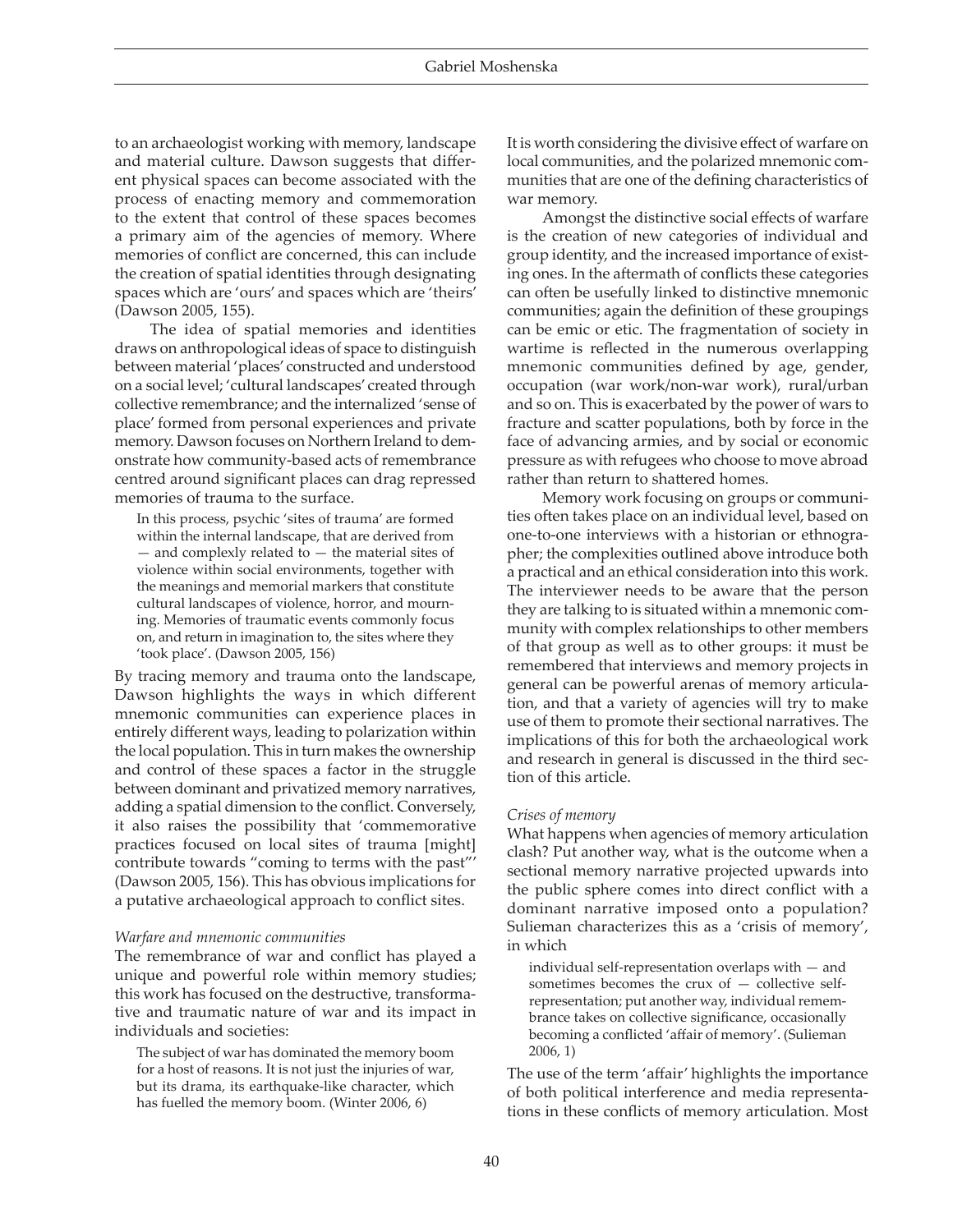to an archaeologist working with memory, landscape and material culture. Dawson suggests that different physical spaces can become associated with the process of enacting memory and commemoration to the extent that control of these spaces becomes a primary aim of the agencies of memory. Where memories of conflict are concerned, this can include the creation of spatial identities through designating spaces which are 'ours' and spaces which are 'theirs' (Dawson 2005, 155).

The idea of spatial memories and identities draws on anthropological ideas of space to distinguish between material 'places' constructed and understood on a social level; 'cultural landscapes' created through collective remembrance; and the internalized 'sense of place' formed from personal experiences and private memory. Dawson focuses on Northern Ireland to demonstrate how community-based acts of remembrance centred around significant places can drag repressed memories of trauma to the surface.

> In this process, psychic 'sites of trauma' are formed within the internal landscape, that are derived from — and complexly related to — the material sites of violence within social environments, together with the meanings and memorial markers that constitute cultural landscapes of violence, horror, and mourning. Memories of traumatic events commonly focus on, and return in imagination to, the sites where they 'took place'. (Dawson 2005, 156)

By tracing memory and trauma onto the landscape, Dawson highlights the ways in which different mnemonic communities can experience places in entirely different ways, leading to polarization within the local population. This in turn makes the ownership and control of these spaces a factor in the struggle between dominant and privatized memory narratives, adding a spatial dimension to the conflict. Conversely, it also raises the possibility that 'commemorative practices focused on local sites of trauma [might] contribute towards "coming to terms with the past"' (Dawson 2005, 156). This has obvious implications for a putative archaeological approach to conflict sites.

### *Warfare and mnemonic communities*

The remembrance of war and conflict has played a unique and powerful role within memory studies; this work has focused on the destructive, transformative and traumatic nature of war and its impact in individuals and societies:

> The subject of war has dominated the memory boom for a host of reasons. It is not just the injuries of war, but its drama, its earthquake-like character, which has fuelled the memory boom. (Winter 2006, 6)

It is worth considering the divisive effect of warfare on local communities, and the polarized mnemonic communities that are one of the defining characteristics of war memory.

Amongst the distinctive social effects of warfare is the creation of new categories of individual and group identity, and the increased importance of existing ones. In the aftermath of conflicts these categories can often be usefully linked to distinctive mnemonic communities; again the definition of these groupings can be emic or etic. The fragmentation of society in wartime is reflected in the numerous overlapping mnemonic communities defined by age, gender, occupation (war work/non-war work), rural/urban and so on. This is exacerbated by the power of wars to fracture and scatter populations, both by force in the face of advancing armies, and by social or economic pressure as with refugees who choose to move abroad rather than return to shattered homes.

Memory work focusing on groups or communities often takes place on an individual level, based on one-to-one interviews with a historian or ethnographer; the complexities outlined above introduce both a practical and an ethical consideration into this work. The interviewer needs to be aware that the person they are talking to is situated within a mnemonic community with complex relationships to other members of that group as well as to other groups: it must be remembered that interviews and memory projects in general can be powerful arenas of memory articulation, and that a variety of agencies will try to make use of them to promote their sectional narratives. The implications of this for both the archaeological work and research in general is discussed in the third section of this article.

### *Crises of memory*

What happens when agencies of memory articulation clash? Put another way, what is the outcome when a sectional memory narrative projected upwards into the public sphere comes into direct conflict with a dominant narrative imposed onto a population? Sulieman characterizes this as a 'crisis of memory', in which

> individual self-representation overlaps with — and sometimes becomes the crux of — collective self-representation; put another way, individual remembrance takes on collective significance, occasionally becoming a conflicted 'affair of memory'. (Sulieman 2006, 1)

The use of the term 'affair' highlights the importance of both political interference and media representations in these conflicts of memory articulation. Most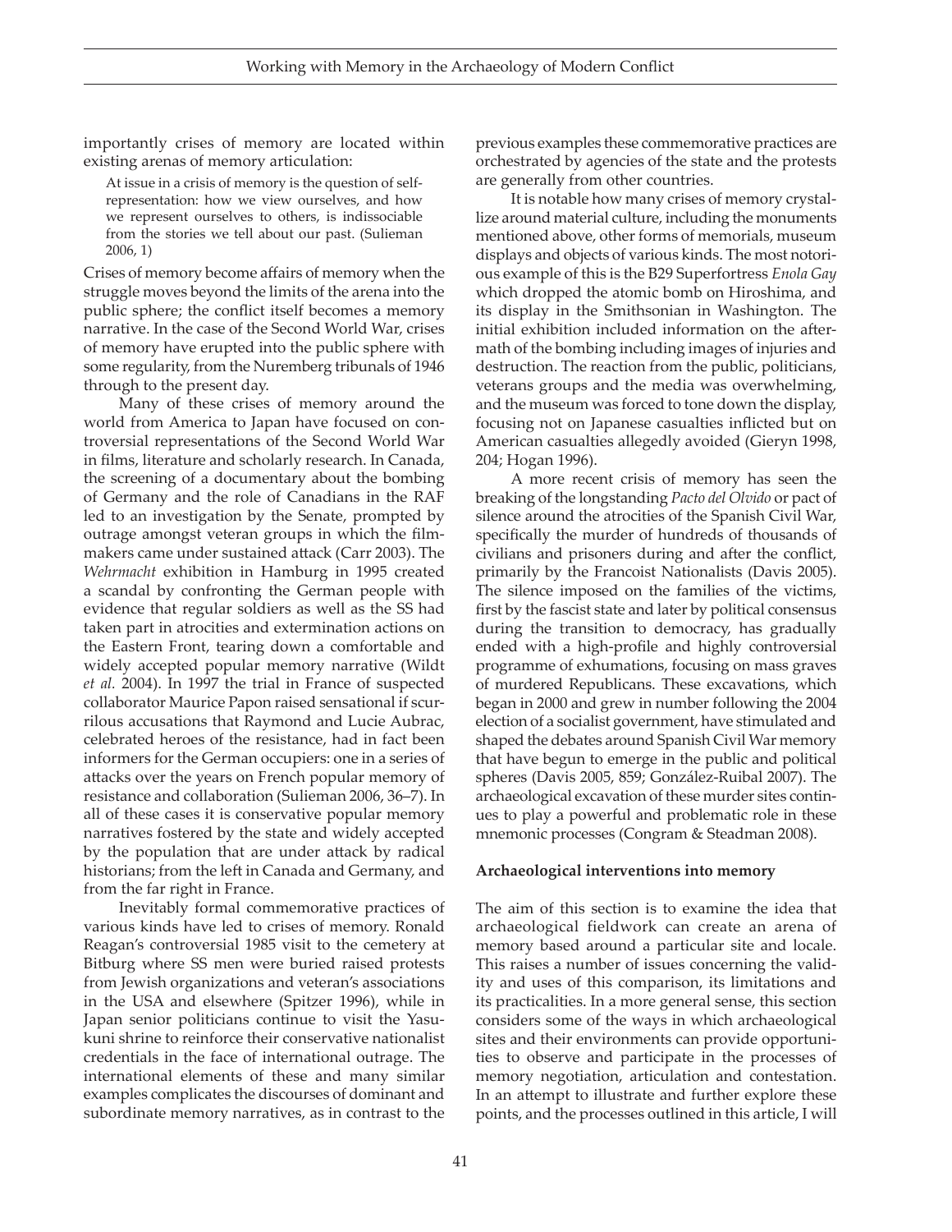importantly crises of memory are located within existing arenas of memory articulation:

> At issue in a crisis of memory is the question of self-representation: how we view ourselves, and how we represent ourselves to others, is indissociable from the stories we tell about our past. (Sulieman 2006, 1)

Crises of memory become affairs of memory when the struggle moves beyond the limits of the arena into the public sphere; the conflict itself becomes a memory narrative. In the case of the Second World War, crises of memory have erupted into the public sphere with some regularity, from the Nuremberg tribunals of 1946 through to the present day.

Many of these crises of memory around the world from America to Japan have focused on controversial representations of the Second World War in films, literature and scholarly research. In Canada, the screening of a documentary about the bombing of Germany and the role of Canadians in the RAF led to an investigation by the Senate, prompted by outrage amongst veteran groups in which the filmmakers came under sustained attack (Carr 2003). The *Wehrmacht* exhibition in Hamburg in 1995 created a scandal by confronting the German people with evidence that regular soldiers as well as the SS had taken part in atrocities and extermination actions on the Eastern Front, tearing down a comfortable and widely accepted popular memory narrative (Wildt *et al.* 2004). In 1997 the trial in France of suspected collaborator Maurice Papon raised sensational if scurrilous accusations that Raymond and Lucie Aubrac, celebrated heroes of the resistance, had in fact been informers for the German occupiers: one in a series of attacks over the years on French popular memory of resistance and collaboration (Sulieman 2006, 36–7). In all of these cases it is conservative popular memory narratives fostered by the state and widely accepted by the population that are under attack by radical historians; from the left in Canada and Germany, and from the far right in France.

Inevitably formal commemorative practices of various kinds have led to crises of memory. Ronald Reagan's controversial 1985 visit to the cemetery at Bitburg where SS men were buried raised protests from Jewish organizations and veteran's associations in the USA and elsewhere (Spitzer 1996), while in Japan senior politicians continue to visit the Yasukuni shrine to reinforce their conservative nationalist credentials in the face of international outrage. The international elements of these and many similar examples complicates the discourses of dominant and subordinate memory narratives, as in contrast to the previous examples these commemorative practices are orchestrated by agencies of the state and the protests are generally from other countries.

It is notable how many crises of memory crystallize around material culture, including the monuments mentioned above, other forms of memorials, museum displays and objects of various kinds. The most notorious example of this is the B29 Superfortress *Enola Gay* which dropped the atomic bomb on Hiroshima, and its display in the Smithsonian in Washington. The initial exhibition included information on the aftermath of the bombing including images of injuries and destruction. The reaction from the public, politicians, veterans groups and the media was overwhelming, and the museum was forced to tone down the display, focusing not on Japanese casualties inflicted but on American casualties allegedly avoided (Gieryn 1998, 204; Hogan 1996).

A more recent crisis of memory has seen the breaking of the longstanding *Pacto del Olvido* or pact of silence around the atrocities of the Spanish Civil War, specifically the murder of hundreds of thousands of civilians and prisoners during and after the conflict, primarily by the Francoist Nationalists (Davis 2005). The silence imposed on the families of the victims, first by the fascist state and later by political consensus during the transition to democracy, has gradually ended with a high-profile and highly controversial programme of exhumations, focusing on mass graves of murdered Republicans. These excavations, which began in 2000 and grew in number following the 2004 election of a socialist government, have stimulated and shaped the debates around Spanish Civil War memory that have begun to emerge in the public and political spheres (Davis 2005, 859; González-Ruibal 2007). The archaeological excavation of these murder sites continues to play a powerful and problematic role in these mnemonic processes (Congram & Steadman 2008).

### Archaeological interventions into memory

The aim of this section is to examine the idea that archaeological fieldwork can create an arena of memory based around a particular site and locale. This raises a number of issues concerning the validity and uses of this comparison, its limitations and its practicalities. In a more general sense, this section considers some of the ways in which archaeological sites and their environments can provide opportunities to observe and participate in the processes of memory negotiation, articulation and contestation. In an attempt to illustrate and further explore these points, and the processes outlined in this article, I will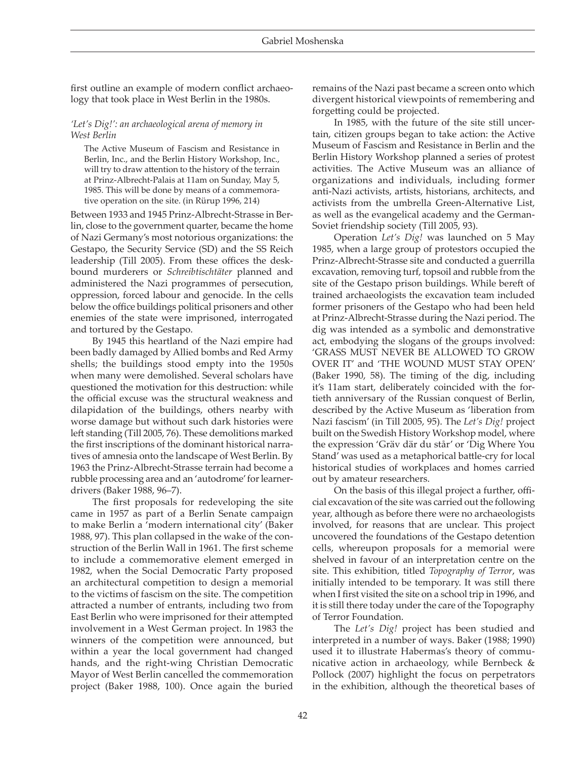first outline an example of modern conflict archaeology that took place in West Berlin in the 1980s.

### *'Let's Dig!': an archaeological arena of memory in West Berlin*

> The Active Museum of Fascism and Resistance in Berlin, Inc., and the Berlin History Workshop, Inc., will try to draw attention to the history of the terrain at Prinz-Albrecht-Palais at 11am on Sunday, May 5, 1985. This will be done by means of a commemorative operation on the site. (in Rürup 1996, 214)

Between 1933 and 1945 Prinz-Albrecht-Strasse in Berlin, close to the government quarter, became the home of Nazi Germany's most notorious organizations: the Gestapo, the Security Service (SD) and the SS Reich leadership (Till 2005). From these offices the deskbound murderers or *Schreibtischtäter* planned and administered the Nazi programmes of persecution, oppression, forced labour and genocide. In the cells below the office buildings political prisoners and other enemies of the state were imprisoned, interrogated and tortured by the Gestapo.

By 1945 this heartland of the Nazi empire had been badly damaged by Allied bombs and Red Army shells; the buildings stood empty into the 1950s when many were demolished. Several scholars have questioned the motivation for this destruction: while the official excuse was the structural weakness and dilapidation of the buildings, others nearby with worse damage but without such dark histories were left standing (Till 2005, 76). These demolitions marked the first inscriptions of the dominant historical narratives of amnesia onto the landscape of West Berlin. By 1963 the Prinz-Albrecht-Strasse terrain had become a rubble processing area and an 'autodrome' for learner-drivers (Baker 1988, 96–7).

The first proposals for redeveloping the site came in 1957 as part of a Berlin Senate campaign to make Berlin a 'modern international city' (Baker 1988, 97). This plan collapsed in the wake of the construction of the Berlin Wall in 1961. The first scheme to include a commemorative element emerged in 1982, when the Social Democratic Party proposed an architectural competition to design a memorial to the victims of fascism on the site. The competition attracted a number of entrants, including two from East Berlin who were imprisoned for their attempted involvement in a West German project. In 1983 the winners of the competition were announced, but within a year the local government had changed hands, and the right-wing Christian Democratic Mayor of West Berlin cancelled the commemoration project (Baker 1988, 100). Once again the buried remains of the Nazi past became a screen onto which divergent historical viewpoints of remembering and forgetting could be projected.

In 1985, with the future of the site still uncertain, citizen groups began to take action: the Active Museum of Fascism and Resistance in Berlin and the Berlin History Workshop planned a series of protest activities. The Active Museum was an alliance of organizations and individuals, including former anti-Nazi activists, artists, historians, architects, and activists from the umbrella Green-Alternative List, as well as the evangelical academy and the German-Soviet friendship society (Till 2005, 93).

Operation *Let's Dig!* was launched on 5 May 1985, when a large group of protestors occupied the Prinz-Albrecht-Strasse site and conducted a guerrilla excavation, removing turf, topsoil and rubble from the site of the Gestapo prison buildings. While bereft of trained archaeologists the excavation team included former prisoners of the Gestapo who had been held at Prinz-Albrecht-Strasse during the Nazi period. The dig was intended as a symbolic and demonstrative act, embodying the slogans of the groups involved: 'GRASS MUST NEVER BE ALLOWED TO GROW OVER IT' and 'THE WOUND MUST STAY OPEN' (Baker 1990, 58). The timing of the dig, including it's 11am start, deliberately coincided with the fortieth anniversary of the Russian conquest of Berlin, described by the Active Museum as 'liberation from Nazi fascism' (in Till 2005, 95). The *Let's Dig!* project built on the Swedish History Workshop model, where the expression 'Gräv där du står' or 'Dig Where You Stand' was used as a metaphorical battle-cry for local historical studies of workplaces and homes carried out by amateur researchers.

On the basis of this illegal project a further, official excavation of the site was carried out the following year, although as before there were no archaeologists involved, for reasons that are unclear. This project uncovered the foundations of the Gestapo detention cells, whereupon proposals for a memorial were shelved in favour of an interpretation centre on the site. This exhibition, titled *Topography of Terror*, was initially intended to be temporary. It was still there when I first visited the site on a school trip in 1996, and it is still there today under the care of the Topography of Terror Foundation.

The *Let's Dig!* project has been studied and interpreted in a number of ways. Baker (1988; 1990) used it to illustrate Habermas's theory of communicative action in archaeology, while Bernbeck & Pollock (2007) highlight the focus on perpetrators in the exhibition, although the theoretical bases of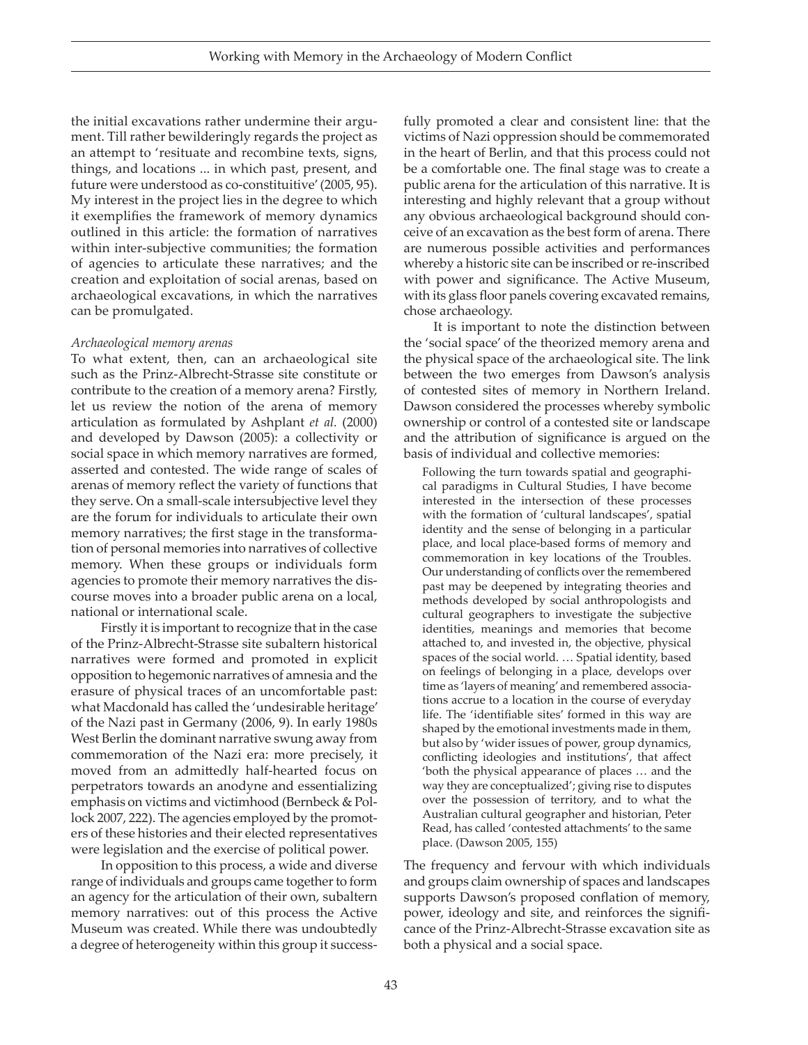the initial excavations rather undermine their argument. Till rather bewilderingly regards the project as an attempt to 'resituate and recombine texts, signs, things, and locations ... in which past, present, and future were understood as co-constituitive' (2005, 95). My interest in the project lies in the degree to which it exemplifies the framework of memory dynamics outlined in this article: the formation of narratives within inter-subjective communities; the formation of agencies to articulate these narratives; and the creation and exploitation of social arenas, based on archaeological excavations, in which the narratives can be promulgated.

*Archaeological memory arenas*

To what extent, then, can an archaeological site such as the Prinz-Albrecht-Strasse site constitute or contribute to the creation of a memory arena? Firstly, let us review the notion of the arena of memory articulation as formulated by Ashplant *et al.* (2000) and developed by Dawson (2005): a collectivity or social space in which memory narratives are formed, asserted and contested. The wide range of scales of arenas of memory reflect the variety of functions that they serve. On a small-scale intersubjective level they are the forum for individuals to articulate their own memory narratives; the first stage in the transformation of personal memories into narratives of collective memory. When these groups or individuals form agencies to promote their memory narratives the discourse moves into a broader public arena on a local, national or international scale.

Firstly it is important to recognize that in the case of the Prinz-Albrecht-Strasse site subaltern historical narratives were formed and promoted in explicit opposition to hegemonic narratives of amnesia and the erasure of physical traces of an uncomfortable past: what Macdonald has called the 'undesirable heritage' of the Nazi past in Germany (2006, 9). In early 1980s West Berlin the dominant narrative swung away from commemoration of the Nazi era: more precisely, it moved from an admittedly half-hearted focus on perpetrators towards an anodyne and essentializing emphasis on victims and victimhood (Bernbeck & Pollock 2007, 222). The agencies employed by the promoters of these histories and their elected representatives were legislation and the exercise of political power.

In opposition to this process, a wide and diverse range of individuals and groups came together to form an agency for the articulation of their own, subaltern memory narratives: out of this process the Active Museum was created. While there was undoubtedly a degree of heterogeneity within this group it successfully promoted a clear and consistent line: that the victims of Nazi oppression should be commemorated in the heart of Berlin, and that this process could not be a comfortable one. The final stage was to create a public arena for the articulation of this narrative. It is interesting and highly relevant that a group without any obvious archaeological background should conceive of an excavation as the best form of arena. There are numerous possible activities and performances whereby a historic site can be inscribed or re-inscribed with power and significance. The Active Museum, with its glass floor panels covering excavated remains, chose archaeology.

It is important to note the distinction between the 'social space' of the theorized memory arena and the physical space of the archaeological site. The link between the two emerges from Dawson's analysis of contested sites of memory in Northern Ireland. Dawson considered the processes whereby symbolic ownership or control of a contested site or landscape and the attribution of significance is argued on the basis of individual and collective memories:

> Following the turn towards spatial and geographical paradigms in Cultural Studies, I have become interested in the intersection of these processes with the formation of 'cultural landscapes', spatial identity and the sense of belonging in a particular place, and local place-based forms of memory and commemoration in key locations of the Troubles. Our understanding of conflicts over the remembered past may be deepened by integrating theories and methods developed by social anthropologists and cultural geographers to investigate the subjective identities, meanings and memories that become attached to, and invested in, the objective, physical spaces of the social world. … Spatial identity, based on feelings of belonging in a place, develops over time as 'layers of meaning' and remembered associations accrue to a location in the course of everyday life. The 'identifiable sites' formed in this way are shaped by the emotional investments made in them, but also by 'wider issues of power, group dynamics, conflicting ideologies and institutions', that affect 'both the physical appearance of places … and the way they are conceptualized'; giving rise to disputes over the possession of territory, and to what the Australian cultural geographer and historian, Peter Read, has called 'contested attachments' to the same place. (Dawson 2005, 155)

The frequency and fervour with which individuals and groups claim ownership of spaces and landscapes supports Dawson's proposed conflation of memory, power, ideology and site, and reinforces the significance of the Prinz-Albrecht-Strasse excavation site as both a physical and a social space.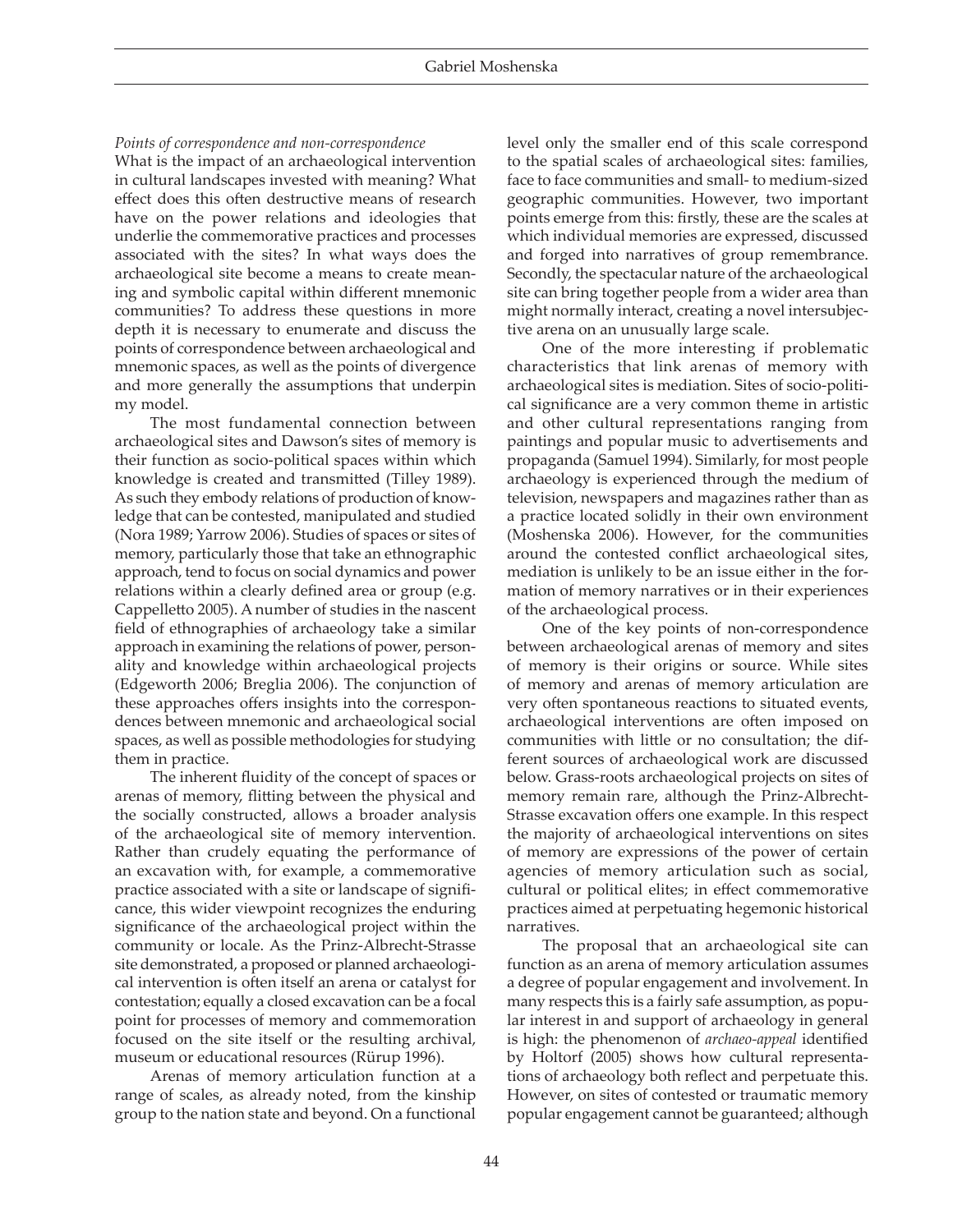*Points of correspondence and non-correspondence*

What is the impact of an archaeological intervention in cultural landscapes invested with meaning? What effect does this often destructive means of research have on the power relations and ideologies that underlie the commemorative practices and processes associated with the sites? In what ways does the archaeological site become a means to create meaning and symbolic capital within different mnemonic communities? To address these questions in more depth it is necessary to enumerate and discuss the points of correspondence between archaeological and mnemonic spaces, as well as the points of divergence and more generally the assumptions that underpin my model.

The most fundamental connection between archaeological sites and Dawson's sites of memory is their function as socio-political spaces within which knowledge is created and transmitted (Tilley 1989). As such they embody relations of production of knowledge that can be contested, manipulated and studied (Nora 1989; Yarrow 2006). Studies of spaces or sites of memory, particularly those that take an ethnographic approach, tend to focus on social dynamics and power relations within a clearly defined area or group (e.g. Cappelletto 2005). A number of studies in the nascent field of ethnographies of archaeology take a similar approach in examining the relations of power, personality and knowledge within archaeological projects (Edgeworth 2006; Breglia 2006). The conjunction of these approaches offers insights into the correspondences between mnemonic and archaeological social spaces, as well as possible methodologies for studying them in practice.

The inherent fluidity of the concept of spaces or arenas of memory, flitting between the physical and the socially constructed, allows a broader analysis of the archaeological site of memory intervention. Rather than crudely equating the performance of an excavation with, for example, a commemorative practice associated with a site or landscape of significance, this wider viewpoint recognizes the enduring significance of the archaeological project within the community or locale. As the Prinz-Albrecht-Strasse site demonstrated, a proposed or planned archaeological intervention is often itself an arena or catalyst for contestation; equally a closed excavation can be a focal point for processes of memory and commemoration focused on the site itself or the resulting archival, museum or educational resources (Rürup 1996).

Arenas of memory articulation function at a range of scales, as already noted, from the kinship group to the nation state and beyond. On a functional level only the smaller end of this scale correspond to the spatial scales of archaeological sites: families, face to face communities and small- to medium-sized geographic communities. However, two important points emerge from this: firstly, these are the scales at which individual memories are expressed, discussed and forged into narratives of group remembrance. Secondly, the spectacular nature of the archaeological site can bring together people from a wider area than might normally interact, creating a novel intersubjective arena on an unusually large scale.

One of the more interesting if problematic characteristics that link arenas of memory with archaeological sites is mediation. Sites of socio-political significance are a very common theme in artistic and other cultural representations ranging from paintings and popular music to advertisements and propaganda (Samuel 1994). Similarly, for most people archaeology is experienced through the medium of television, newspapers and magazines rather than as a practice located solidly in their own environment (Moshenska 2006). However, for the communities around the contested conflict archaeological sites, mediation is unlikely to be an issue either in the formation of memory narratives or in their experiences of the archaeological process.

One of the key points of non-correspondence between archaeological arenas of memory and sites of memory is their origins or source. While sites of memory and arenas of memory articulation are very often spontaneous reactions to situated events, archaeological interventions are often imposed on communities with little or no consultation; the different sources of archaeological work are discussed below. Grass-roots archaeological projects on sites of memory remain rare, although the Prinz-Albrecht-Strasse excavation offers one example. In this respect the majority of archaeological interventions on sites of memory are expressions of the power of certain agencies of memory articulation such as social, cultural or political elites; in effect commemorative practices aimed at perpetuating hegemonic historical narratives.

The proposal that an archaeological site can function as an arena of memory articulation assumes a degree of popular engagement and involvement. In many respects this is a fairly safe assumption, as popular interest in and support of archaeology in general is high: the phenomenon of *archaeo-appeal* identified by Holtorf (2005) shows how cultural representations of archaeology both reflect and perpetuate this. However, on sites of contested or traumatic memory popular engagement cannot be guaranteed; although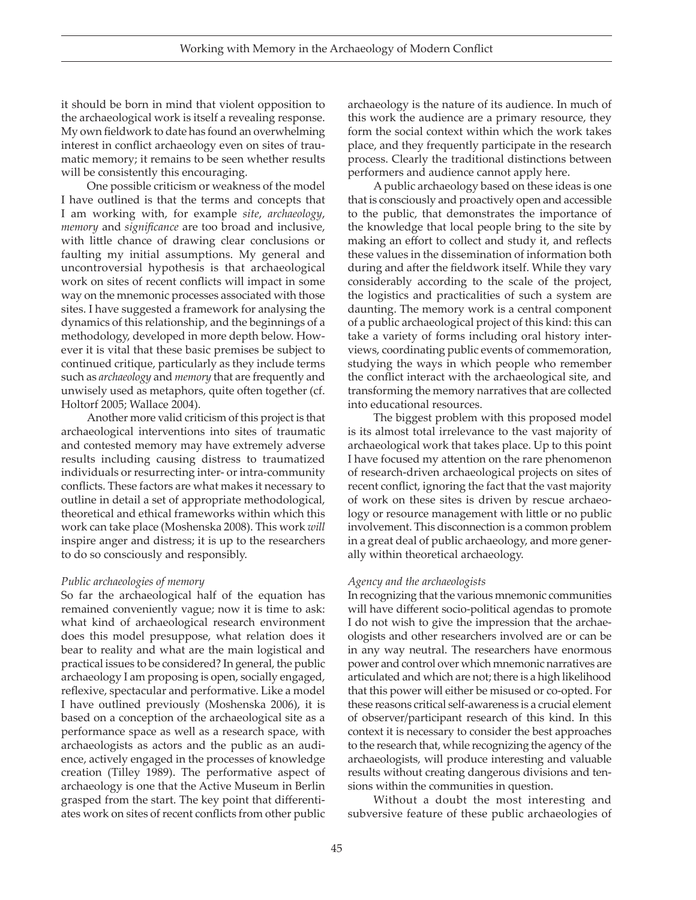it should be born in mind that violent opposition to the archaeological work is itself a revealing response. My own fieldwork to date has found an overwhelming interest in conflict archaeology even on sites of traumatic memory; it remains to be seen whether results will be consistently this encouraging.

One possible criticism or weakness of the model I have outlined is that the terms and concepts that I am working with, for example *site*, *archaeology*, *memory* and *significance* are too broad and inclusive, with little chance of drawing clear conclusions or faulting my initial assumptions. My general and uncontroversial hypothesis is that archaeological work on sites of recent conflicts will impact in some way on the mnemonic processes associated with those sites. I have suggested a framework for analysing the dynamics of this relationship, and the beginnings of a methodology, developed in more depth below. However it is vital that these basic premises be subject to continued critique, particularly as they include terms such as *archaeology* and *memory* that are frequently and unwisely used as metaphors, quite often together (cf. Holtorf 2005; Wallace 2004).

Another more valid criticism of this project is that archaeological interventions into sites of traumatic and contested memory may have extremely adverse results including causing distress to traumatized individuals or resurrecting inter- or intra-community conflicts. These factors are what makes it necessary to outline in detail a set of appropriate methodological, theoretical and ethical frameworks within which this work can take place (Moshenska 2008). This work *will* inspire anger and distress; it is up to the researchers to do so consciously and responsibly.

*Public archaeologies of memory*

So far the archaeological half of the equation has remained conveniently vague; now it is time to ask: what kind of archaeological research environment does this model presuppose, what relation does it bear to reality and what are the main logistical and practical issues to be considered? In general, the public archaeology I am proposing is open, socially engaged, reflexive, spectacular and performative. Like a model I have outlined previously (Moshenska 2006), it is based on a conception of the archaeological site as a performance space as well as a research space, with archaeologists as actors and the public as an audience, actively engaged in the processes of knowledge creation (Tilley 1989). The performative aspect of archaeology is one that the Active Museum in Berlin grasped from the start. The key point that differentiates work on sites of recent conflicts from other public archaeology is the nature of its audience. In much of this work the audience are a primary resource, they form the social context within which the work takes place, and they frequently participate in the research process. Clearly the traditional distinctions between performers and audience cannot apply here.

A public archaeology based on these ideas is one that is consciously and proactively open and accessible to the public, that demonstrates the importance of the knowledge that local people bring to the site by making an effort to collect and study it, and reflects these values in the dissemination of information both during and after the fieldwork itself. While they vary considerably according to the scale of the project, the logistics and practicalities of such a system are daunting. The memory work is a central component of a public archaeological project of this kind: this can take a variety of forms including oral history interviews, coordinating public events of commemoration, studying the ways in which people who remember the conflict interact with the archaeological site, and transforming the memory narratives that are collected into educational resources.

The biggest problem with this proposed model is its almost total irrelevance to the vast majority of archaeological work that takes place. Up to this point I have focused my attention on the rare phenomenon of research-driven archaeological projects on sites of recent conflict, ignoring the fact that the vast majority of work on these sites is driven by rescue archaeology or resource management with little or no public involvement. This disconnection is a common problem in a great deal of public archaeology, and more generally within theoretical archaeology.

*Agency and the archaeologists*

In recognizing that the various mnemonic communities will have different socio-political agendas to promote I do not wish to give the impression that the archaeologists and other researchers involved are or can be in any way neutral. The researchers have enormous power and control over which mnemonic narratives are articulated and which are not; there is a high likelihood that this power will either be misused or co-opted. For these reasons critical self-awareness is a crucial element of observer/participant research of this kind. In this context it is necessary to consider the best approaches to the research that, while recognizing the agency of the archaeologists, will produce interesting and valuable results without creating dangerous divisions and tensions within the communities in question.

Without a doubt the most interesting and subversive feature of these public archaeologies of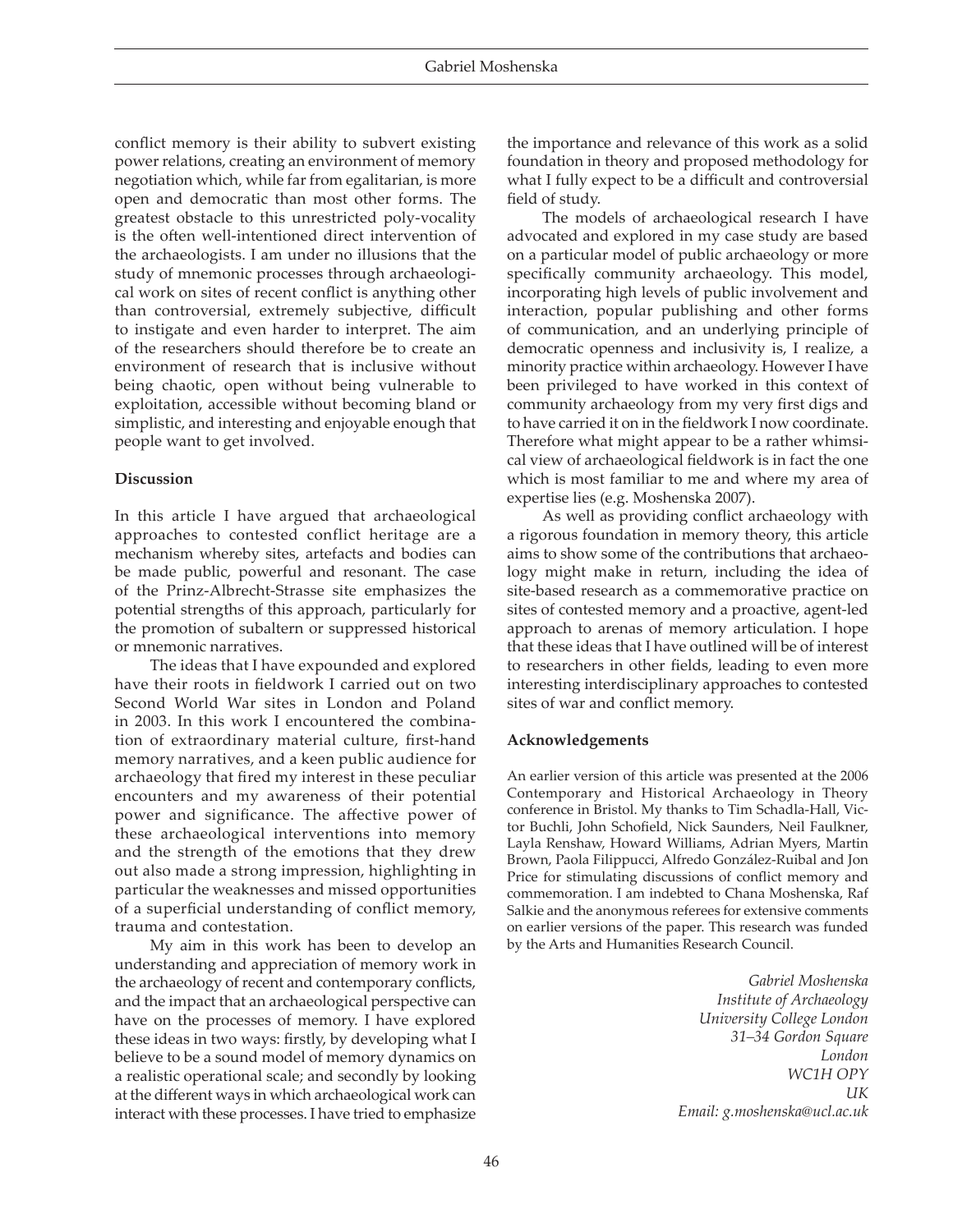conflict memory is their ability to subvert existing power relations, creating an environment of memory negotiation which, while far from egalitarian, is more open and democratic than most other forms. The greatest obstacle to this unrestricted poly-vocality is the often well-intentioned direct intervention of the archaeologists. I am under no illusions that the study of mnemonic processes through archaeological work on sites of recent conflict is anything other than controversial, extremely subjective, difficult to instigate and even harder to interpret. The aim of the researchers should therefore be to create an environment of research that is inclusive without being chaotic, open without being vulnerable to exploitation, accessible without becoming bland or simplistic, and interesting and enjoyable enough that people want to get involved.

### Discussion

In this article I have argued that archaeological approaches to contested conflict heritage are a mechanism whereby sites, artefacts and bodies can be made public, powerful and resonant. The case of the Prinz-Albrecht-Strasse site emphasizes the potential strengths of this approach, particularly for the promotion of subaltern or suppressed historical or mnemonic narratives.

The ideas that I have expounded and explored have their roots in fieldwork I carried out on two Second World War sites in London and Poland in 2003. In this work I encountered the combination of extraordinary material culture, first-hand memory narratives, and a keen public audience for archaeology that fired my interest in these peculiar encounters and my awareness of their potential power and significance. The affective power of these archaeological interventions into memory and the strength of the emotions that they drew out also made a strong impression, highlighting in particular the weaknesses and missed opportunities of a superficial understanding of conflict memory, trauma and contestation.

My aim in this work has been to develop an understanding and appreciation of memory work in the archaeology of recent and contemporary conflicts, and the impact that an archaeological perspective can have on the processes of memory. I have explored these ideas in two ways: firstly, by developing what I believe to be a sound model of memory dynamics on a realistic operational scale; and secondly by looking at the different ways in which archaeological work can interact with these processes. I have tried to emphasize the importance and relevance of this work as a solid foundation in theory and proposed methodology for what I fully expect to be a difficult and controversial field of study.

The models of archaeological research I have advocated and explored in my case study are based on a particular model of public archaeology or more specifically community archaeology. This model, incorporating high levels of public involvement and interaction, popular publishing and other forms of communication, and an underlying principle of democratic openness and inclusivity is, I realize, a minority practice within archaeology. However I have been privileged to have worked in this context of community archaeology from my very first digs and to have carried it on in the fieldwork I now coordinate. Therefore what might appear to be a rather whimsical view of archaeological fieldwork is in fact the one which is most familiar to me and where my area of expertise lies (e.g. Moshenska 2007).

As well as providing conflict archaeology with a rigorous foundation in memory theory, this article aims to show some of the contributions that archaeology might make in return, including the idea of site-based research as a commemorative practice on sites of contested memory and a proactive, agent-led approach to arenas of memory articulation. I hope that these ideas that I have outlined will be of interest to researchers in other fields, leading to even more interesting interdisciplinary approaches to contested sites of war and conflict memory.

### Acknowledgements

An earlier version of this article was presented at the 2006 Contemporary and Historical Archaeology in Theory conference in Bristol. My thanks to Tim Schadla-Hall, Victor Buchli, John Schofield, Nick Saunders, Neil Faulkner, Layla Renshaw, Howard Williams, Adrian Myers, Martin Brown, Paola Filippucci, Alfredo González-Ruibal and Jon Price for stimulating discussions of conflict memory and commemoration. I am indebted to Chana Moshenska, Raf Salkie and the anonymous referees for extensive comments on earlier versions of the paper. This research was funded by the Arts and Humanities Research Council.

*Gabriel Moshenska*
*Institute of Archaeology*
*University College London*
*31–34 Gordon Square*
*London*
*WC1H OPY*
*UK*
*Email: g.moshenska@ucl.ac.uk*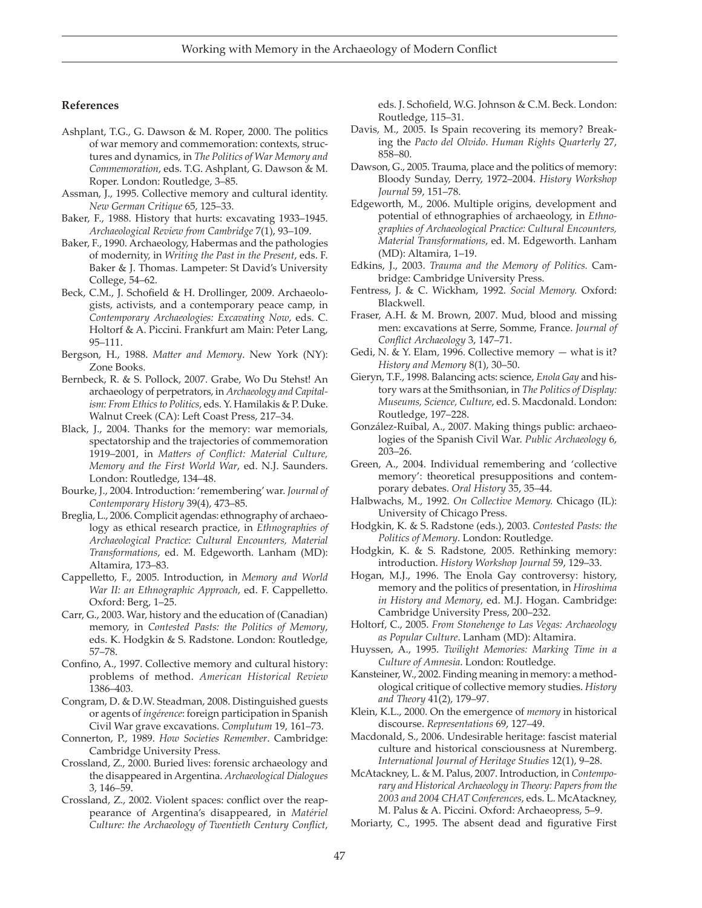## References

Ashplant, T.G., G. Dawson & M. Roper, 2000. The politics of war memory and commemoration: contexts, structures and dynamics, in *The Politics of War Memory and Commemoration*, eds. T.G. Ashplant, G. Dawson & M. Roper. London: Routledge, 3–85.

Assman, J., 1995. Collective memory and cultural identity. *New German Critique* 65, 125–33.

Baker, F., 1988. History that hurts: excavating 1933–1945. *Archaeological Review from Cambridge* 7(1), 93–109.

Baker, F., 1990. Archaeology, Habermas and the pathologies of modernity, in *Writing the Past in the Present*, eds. F. Baker & J. Thomas. Lampeter: St David's University College, 54–62.

Beck, C.M., J. Schofield & H. Drollinger, 2009. Archaeologists, activists, and a contemporary peace camp, in *Contemporary Archaeologies: Excavating Now*, eds. C. Holtorf & A. Piccini. Frankfurt am Main: Peter Lang, 95–111.

Bergson, H., 1988. *Matter and Memory*. New York (NY): Zone Books.

Bernbeck, R. & S. Pollock, 2007. Grabe, Wo Du Stehst! An archaeology of perpetrators, in *Archaeology and Capitalism: From Ethics to Politics*, eds. Y. Hamilakis & P. Duke. Walnut Creek (CA): Left Coast Press, 217–34.

Black, J., 2004. Thanks for the memory: war memorials, spectatorship and the trajectories of commemoration 1919–2001, in *Matters of Conflict: Material Culture, Memory and the First World War*, ed. N.J. Saunders. London: Routledge, 134–48.

Bourke, J., 2004. Introduction: 'remembering' war. *Journal of Contemporary History* 39(4), 473–85.

Breglia, L., 2006. Complicit agendas: ethnography of archaeology as ethical research practice, in *Ethnographies of Archaeological Practice: Cultural Encounters, Material Transformations*, ed. M. Edgeworth. Lanham (MD): Altamira, 173–83.

Cappelletto, F., 2005. Introduction, in *Memory and World War II: an Ethnographic Approach*, ed. F. Cappelletto. Oxford: Berg, 1–25.

Carr, G., 2003. War, history and the education of (Canadian) memory, in *Contested Pasts: the Politics of Memory*, eds. K. Hodgkin & S. Radstone. London: Routledge, 57–78.

Confino, A., 1997. Collective memory and cultural history: problems of method. *American Historical Review* 1386–403.

Congram, D. & D.W. Steadman, 2008. Distinguished guests or agents of *ingérence*: foreign participation in Spanish Civil War grave excavations. *Complutum* 19, 161–73.

Connerton, P., 1989. *How Societies Remember*. Cambridge: Cambridge University Press.

Crossland, Z., 2000. Buried lives: forensic archaeology and the disappeared in Argentina. *Archaeological Dialogues* 3, 146–59.

Crossland, Z., 2002. Violent spaces: conflict over the reappearance of Argentina's disappeared, in *Matériel Culture: the Archaeology of Twentieth Century Conflict*, eds. J. Schofield, W.G. Johnson & C.M. Beck. London: Routledge, 115–31.

Davis, M., 2005. Is Spain recovering its memory? Breaking the *Pacto del Olvido*. *Human Rights Quarterly* 27, 858–80.

Dawson, G., 2005. Trauma, place and the politics of memory: Bloody Sunday, Derry, 1972–2004. *History Workshop Journal* 59, 151–78.

Edgeworth, M., 2006. Multiple origins, development and potential of ethnographies of archaeology, in *Ethnographies of Archaeological Practice: Cultural Encounters, Material Transformations*, ed. M. Edgeworth. Lanham (MD): Altamira, 1–19.

Edkins, J., 2003. *Trauma and the Memory of Politics.* Cambridge: Cambridge University Press.

Fentress, J. & C. Wickham, 1992. *Social Memory.* Oxford: Blackwell.

Fraser, A.H. & M. Brown, 2007. Mud, blood and missing men: excavations at Serre, Somme, France. *Journal of Conflict Archaeology* 3, 147–71.

Gedi, N. & Y. Elam, 1996. Collective memory — what is it? *History and Memory* 8(1), 30–50.

Gieryn, T.F., 1998. Balancing acts: science, *Enola Gay* and history wars at the Smithsonian, in *The Politics of Display: Museums, Science, Culture*, ed. S. Macdonald. London: Routledge, 197–228.

González-Ruibal, A., 2007. Making things public: archaeologies of the Spanish Civil War. *Public Archaeology* 6, 203–26.

Green, A., 2004. Individual remembering and 'collective memory': theoretical presuppositions and contemporary debates. *Oral History* 35, 35–44.

Halbwachs, M., 1992. *On Collective Memory.* Chicago (IL): University of Chicago Press.

Hodgkin, K. & S. Radstone (eds.), 2003. *Contested Pasts: the Politics of Memory*. London: Routledge.

Hodgkin, K. & S. Radstone, 2005. Rethinking memory: introduction. *History Workshop Journal* 59, 129–33.

Hogan, M.J., 1996. The Enola Gay controversy: history, memory and the politics of presentation, in *Hiroshima in History and Memory*, ed. M.J. Hogan. Cambridge: Cambridge University Press, 200–232.

Holtorf, C., 2005. *From Stonehenge to Las Vegas: Archaeology as Popular Culture*. Lanham (MD): Altamira.

Huyssen, A., 1995. *Twilight Memories: Marking Time in a Culture of Amnesia*. London: Routledge.

Kansteiner, W., 2002. Finding meaning in memory: a methodological critique of collective memory studies. *History and Theory* 41(2), 179–97.

Klein, K.L., 2000. On the emergence of *memory* in historical discourse. *Representations* 69, 127–49.

Macdonald, S., 2006. Undesirable heritage: fascist material culture and historical consciousness at Nuremberg. *International Journal of Heritage Studies* 12(1), 9–28.

McAtackney, L. & M. Palus, 2007. Introduction, in *Contemporary and Historical Archaeology in Theory: Papers from the 2003 and 2004 CHAT Conferences*, eds. L. McAtackney, M. Palus & A. Piccini. Oxford: Archaeopress, 5–9.

Moriarty, C., 1995. The absent dead and figurative First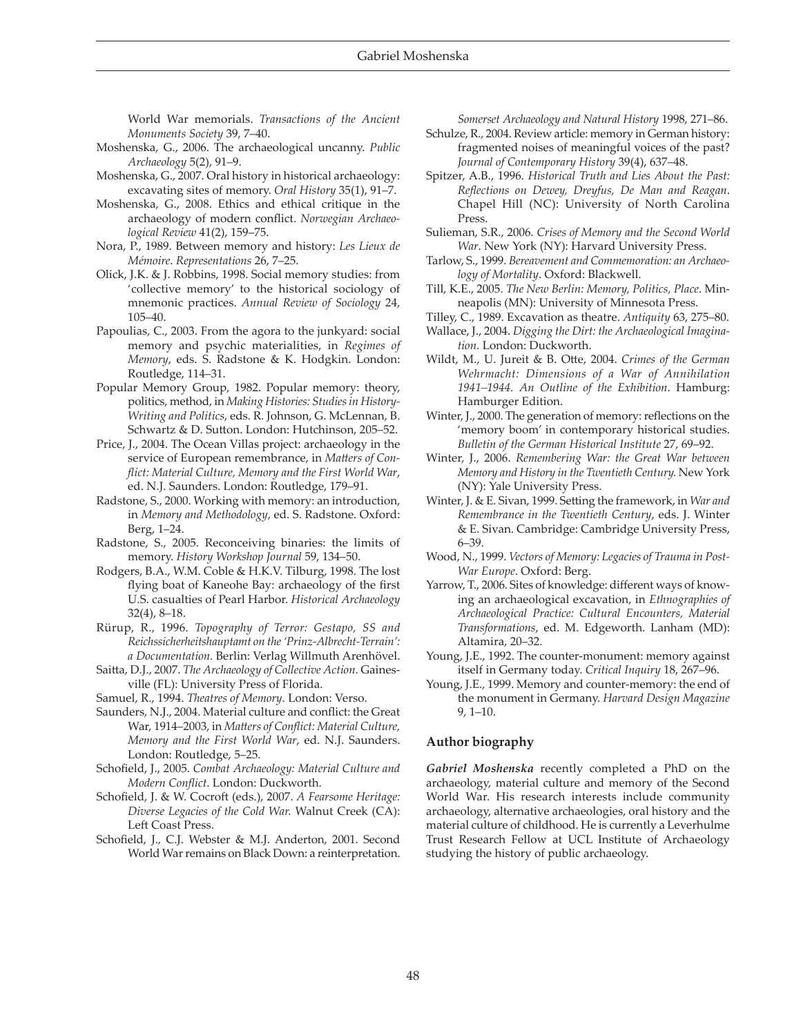World War memorials. *Transactions of the Ancient Monuments Society* 39, 7–40.

Moshenska, G., 2006. The archaeological uncanny. *Public Archaeology* 5(2), 91–9.

Moshenska, G., 2007. Oral history in historical archaeology: excavating sites of memory. *Oral History* 35(1), 91–7.

Moshenska, G., 2008. Ethics and ethical critique in the archaeology of modern conflict. *Norwegian Archaeological Review* 41(2), 159–75.

Nora, P., 1989. Between memory and history: *Les Lieux de Mémoire*. *Representations* 26, 7–25.

Olick, J.K. & J. Robbins, 1998. Social memory studies: from 'collective memory' to the historical sociology of mnemonic practices. *Annual Review of Sociology* 24, 105–40.

Papoulias, C., 2003. From the agora to the junkyard: social memory and psychic materialities, in *Regimes of Memory*, eds. S. Radstone & K. Hodgkin. London: Routledge, 114–31.

Popular Memory Group, 1982. Popular memory: theory, politics, method, in *Making Histories: Studies in History-Writing and Politics*, eds. R. Johnson, G. McLennan, B. Schwartz & D. Sutton. London: Hutchinson, 205–52.

Price, J., 2004. The Ocean Villas project: archaeology in the service of European remembrance, in *Matters of Conflict: Material Culture, Memory and the First World War*, ed. N.J. Saunders. London: Routledge, 179–91.

Radstone, S., 2000. Working with memory: an introduction, in *Memory and Methodology*, ed. S. Radstone. Oxford: Berg, 1–24.

Radstone, S., 2005. Reconceiving binaries: the limits of memory. *History Workshop Journal* 59, 134–50.

Rodgers, B.A., W.M. Coble & H.K.V. Tilburg, 1998. The lost flying boat of Kaneohe Bay: archaeology of the first U.S. casualties of Pearl Harbor. *Historical Archaeology* 32(4), 8–18.

Rürup, R., 1996. *Topography of Terror: Gestapo, SS and Reichssicherheitshauptamt on the 'Prinz-Albrecht-Terrain': a Documentation*. Berlin: Verlag Willmuth Arenhövel.

Saitta, D.J., 2007. *The Archaeology of Collective Action*. Gainesville (FL): University Press of Florida.

Samuel, R., 1994. *Theatres of Memory*. London: Verso.

Saunders, N.J., 2004. Material culture and conflict: the Great War, 1914–2003, in *Matters of Conflict: Material Culture, Memory and the First World War*, ed. N.J. Saunders. London: Routledge, 5–25.

Schofield, J., 2005. *Combat Archaeology: Material Culture and Modern Conflict*. London: Duckworth.

Schofield, J. & W. Cocroft (eds.), 2007. *A Fearsome Heritage: Diverse Legacies of the Cold War.* Walnut Creek (CA): Left Coast Press.

Schofield, J., C.J. Webster & M.J. Anderton, 2001. Second World War remains on Black Down: a reinterpretation. *Somerset Archaeology and Natural History* 1998, 271–86.

Schulze, R., 2004. Review article: memory in German history: fragmented noises of meaningful voices of the past? *Journal of Contemporary History* 39(4), 637–48.

Spitzer, A.B., 1996. *Historical Truth and Lies About the Past: Reflections on Dewey, Dreyfus, De Man and Reagan*. Chapel Hill (NC): University of North Carolina Press.

Sulieman, S.R., 2006. *Crises of Memory and the Second World War*. New York (NY): Harvard University Press.

Tarlow, S., 1999. *Bereavement and Commemoration: an Archaeology of Mortality*. Oxford: Blackwell.

Till, K.E., 2005. *The New Berlin: Memory, Politics, Place*. Minneapolis (MN): University of Minnesota Press.

Tilley, C., 1989. Excavation as theatre. *Antiquity* 63, 275–80.

Wallace, J., 2004. *Digging the Dirt: the Archaeological Imagination*. London: Duckworth.

Wildt, M., U. Jureit & B. Otte, 2004. *Crimes of the German Wehrmacht: Dimensions of a War of Annihilation 1941–1944. An Outline of the Exhibition*. Hamburg: Hamburger Edition.

Winter, J., 2000. The generation of memory: reflections on the 'memory boom' in contemporary historical studies. *Bulletin of the German Historical Institute* 27, 69–92.

Winter, J., 2006. *Remembering War: the Great War between Memory and History in the Twentieth Century.* New York (NY): Yale University Press.

Winter, J. & E. Sivan, 1999. Setting the framework, in *War and Remembrance in the Twentieth Century*, eds. J. Winter & E. Sivan. Cambridge: Cambridge University Press, 6–39.

Wood, N., 1999. *Vectors of Memory: Legacies of Trauma in Post-War Europe*. Oxford: Berg.

Yarrow, T., 2006. Sites of knowledge: different ways of knowing an archaeological excavation, in *Ethnographies of Archaeological Practice: Cultural Encounters, Material Transformations*, ed. M. Edgeworth. Lanham (MD): Altamira, 20–32.

Young, J.E., 1992. The counter-monument: memory against itself in Germany today. *Critical Inquiry* 18, 267–96.

Young, J.E., 1999. Memory and counter-memory: the end of the monument in Germany. *Harvard Design Magazine* 9, 1–10.

### Author biography

***Gabriel Moshenska*** recently completed a PhD on the archaeology, material culture and memory of the Second World War. His research interests include community archaeology, alternative archaeologies, oral history and the material culture of childhood. He is currently a Leverhulme Trust Research Fellow at UCL Institute of Archaeology studying the history of public archaeology.